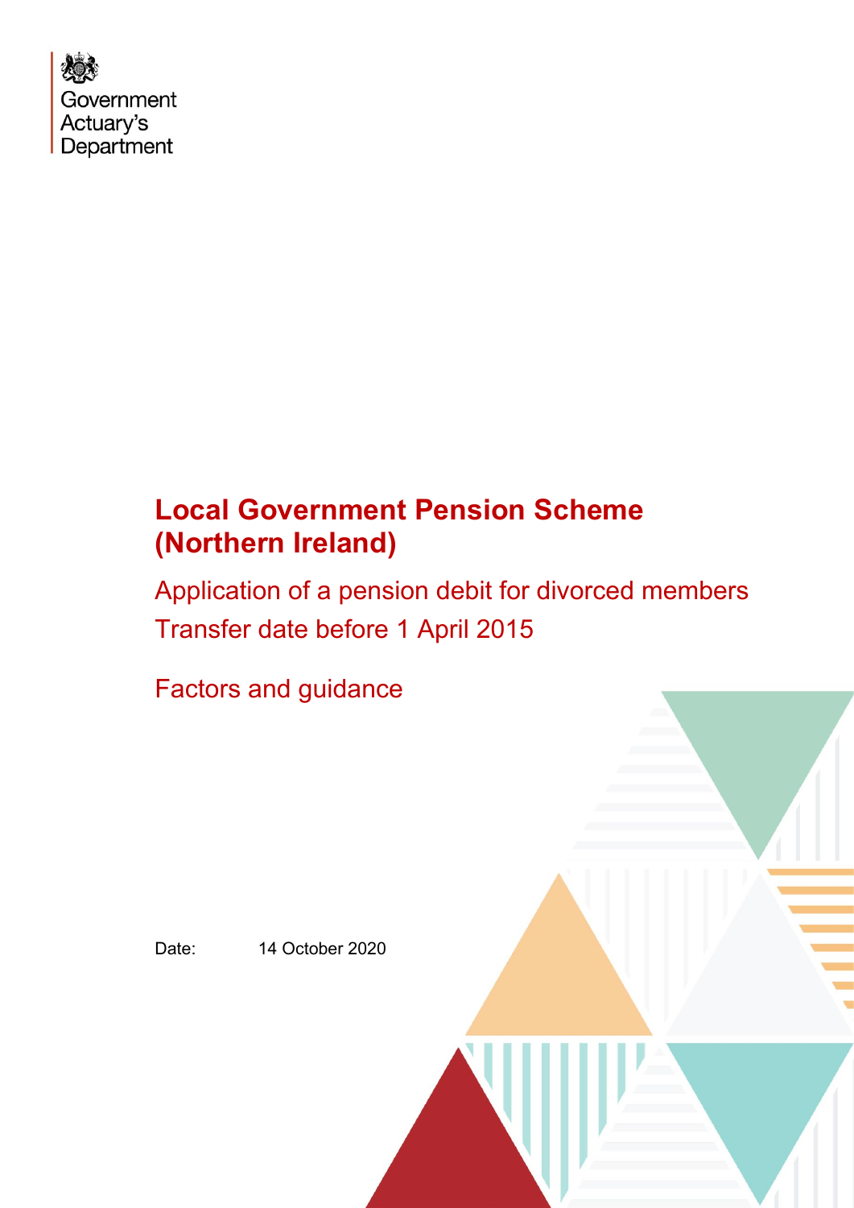Government Actuary's Department

# Local Government Pension Scheme (Northern Ireland)

## Application of a pension debit for divorced members
## Transfer date before 1 April 2015

## Factors and guidance

Date: 14 October 2020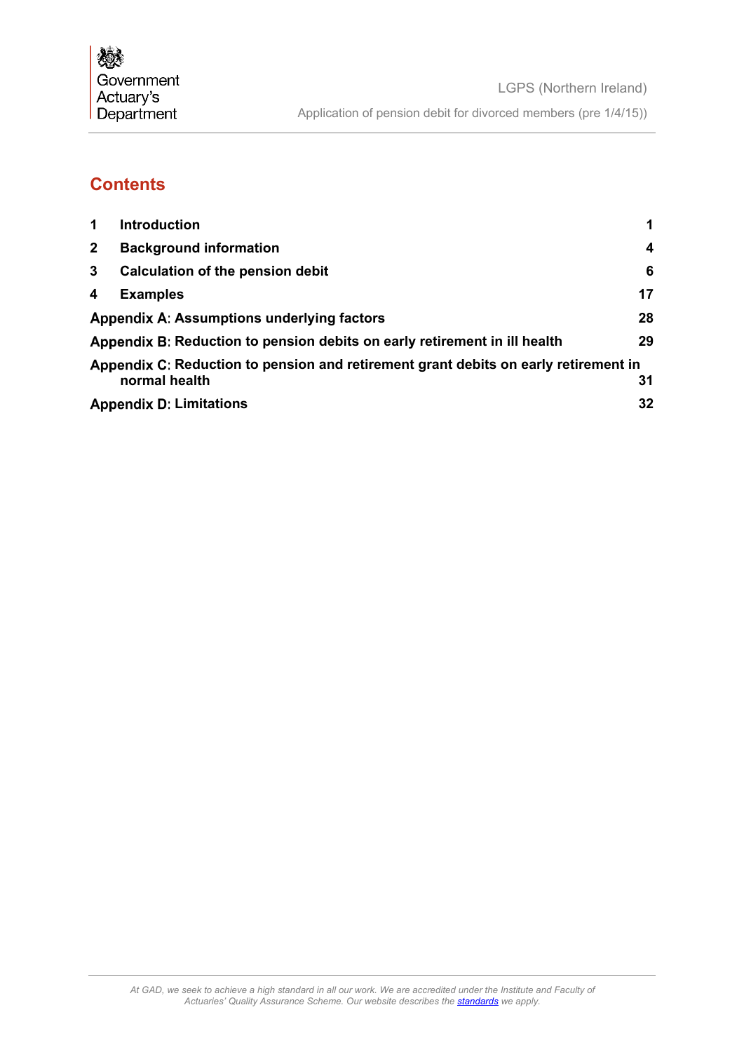## Contents

| | | |
|---|---|---|
| **1** | **Introduction** | **1** |
| **2** | **Background information** | **4** |
| **3** | **Calculation of the pension debit** | **6** |
| **4** | **Examples** | **17** |
| **Appendix A: Assumptions underlying factors** | | **28** |
| **Appendix B: Reduction to pension debits on early retirement in ill health** | | **29** |
| **Appendix C: Reduction to pension and retirement grant debits on early retirement in normal health** | | **31** |
| **Appendix D: Limitations** | | **32** |

*At GAD, we seek to achieve a high standard in all our work. We are accredited under the Institute and Faculty of Actuaries' Quality Assurance Scheme. Our website describes the standards we apply.*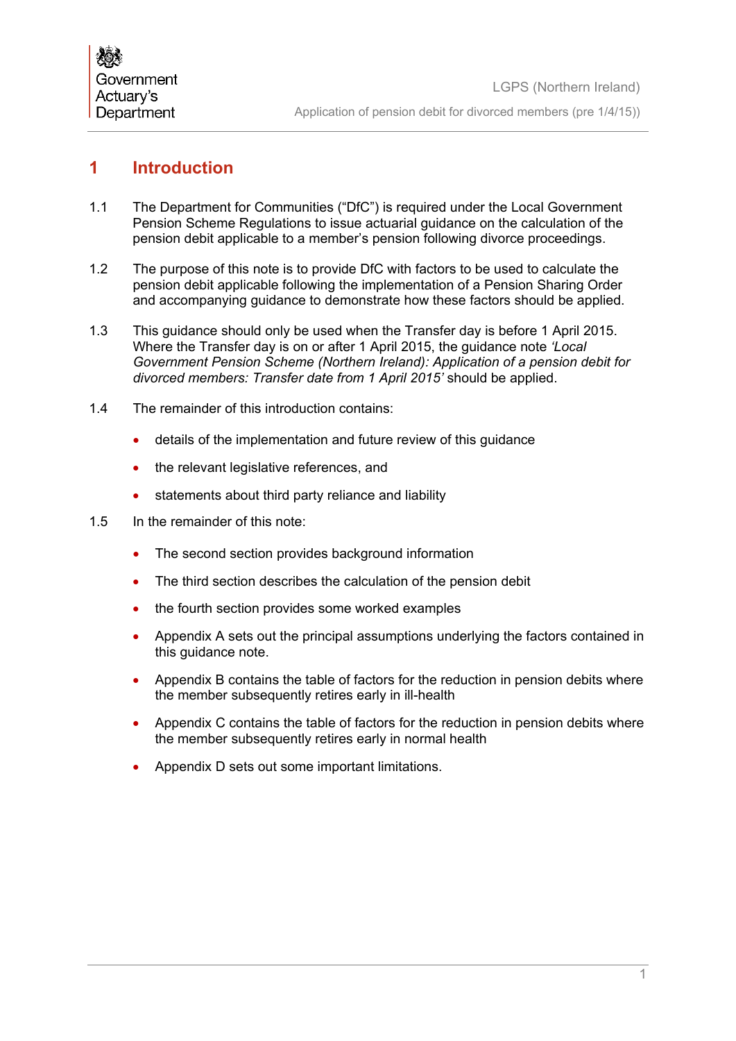# 1 Introduction

1.1 The Department for Communities ("DfC") is required under the Local Government Pension Scheme Regulations to issue actuarial guidance on the calculation of the pension debit applicable to a member's pension following divorce proceedings.

1.2 The purpose of this note is to provide DfC with factors to be used to calculate the pension debit applicable following the implementation of a Pension Sharing Order and accompanying guidance to demonstrate how these factors should be applied.

1.3 This guidance should only be used when the Transfer day is before 1 April 2015. Where the Transfer day is on or after 1 April 2015, the guidance note *'Local Government Pension Scheme (Northern Ireland): Application of a pension debit for divorced members: Transfer date from 1 April 2015'* should be applied.

1.4 The remainder of this introduction contains:

- details of the implementation and future review of this guidance
- the relevant legislative references, and
- statements about third party reliance and liability

1.5 In the remainder of this note:

- The second section provides background information
- The third section describes the calculation of the pension debit
- the fourth section provides some worked examples
- Appendix A sets out the principal assumptions underlying the factors contained in this guidance note.
- Appendix B contains the table of factors for the reduction in pension debits where the member subsequently retires early in ill-health
- Appendix C contains the table of factors for the reduction in pension debits where the member subsequently retires early in normal health
- Appendix D sets out some important limitations.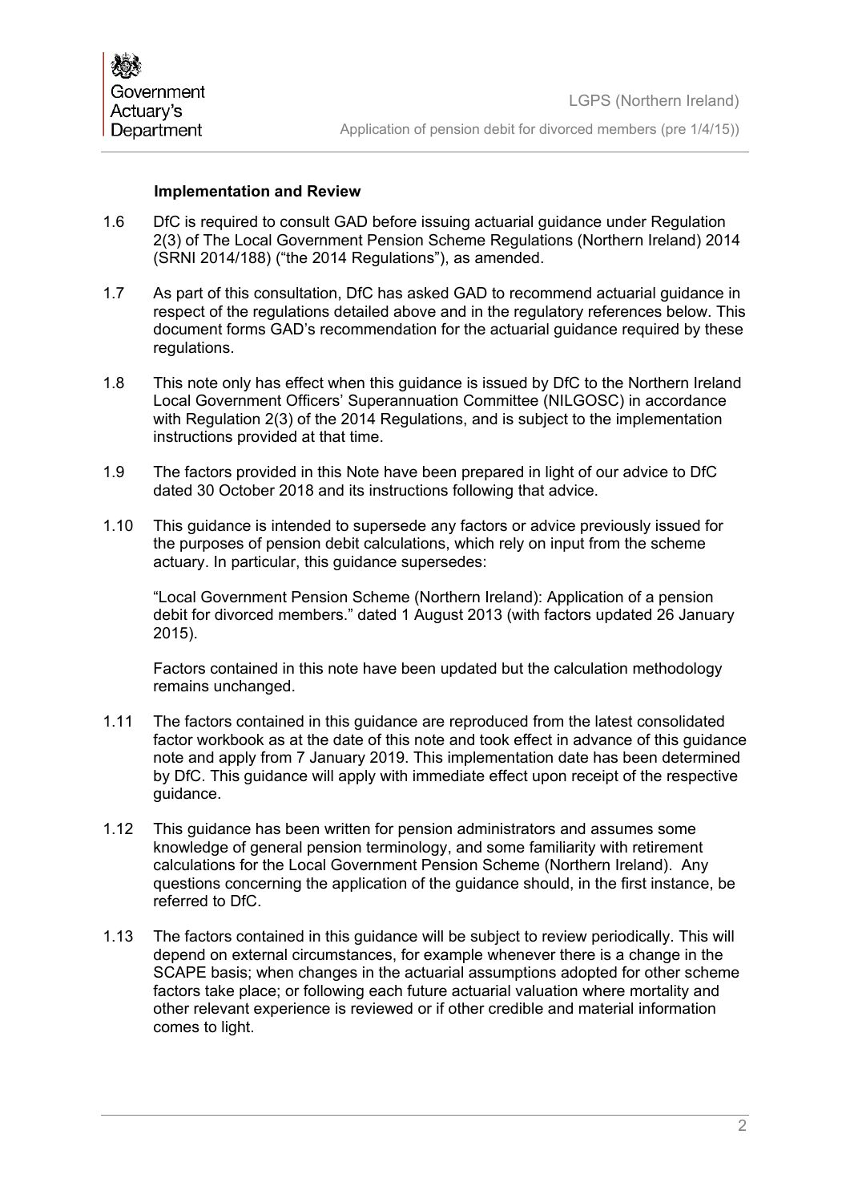### Implementation and Review

1.6 DfC is required to consult GAD before issuing actuarial guidance under Regulation 2(3) of The Local Government Pension Scheme Regulations (Northern Ireland) 2014 (SRNI 2014/188) ("the 2014 Regulations"), as amended.

1.7 As part of this consultation, DfC has asked GAD to recommend actuarial guidance in respect of the regulations detailed above and in the regulatory references below. This document forms GAD's recommendation for the actuarial guidance required by these regulations.

1.8 This note only has effect when this guidance is issued by DfC to the Northern Ireland Local Government Officers' Superannuation Committee (NILGOSC) in accordance with Regulation 2(3) of the 2014 Regulations, and is subject to the implementation instructions provided at that time.

1.9 The factors provided in this Note have been prepared in light of our advice to DfC dated 30 October 2018 and its instructions following that advice.

1.10 This guidance is intended to supersede any factors or advice previously issued for the purposes of pension debit calculations, which rely on input from the scheme actuary. In particular, this guidance supersedes:

"Local Government Pension Scheme (Northern Ireland): Application of a pension debit for divorced members." dated 1 August 2013 (with factors updated 26 January 2015).

Factors contained in this note have been updated but the calculation methodology remains unchanged.

1.11 The factors contained in this guidance are reproduced from the latest consolidated factor workbook as at the date of this note and took effect in advance of this guidance note and apply from 7 January 2019. This implementation date has been determined by DfC. This guidance will apply with immediate effect upon receipt of the respective guidance.

1.12 This guidance has been written for pension administrators and assumes some knowledge of general pension terminology, and some familiarity with retirement calculations for the Local Government Pension Scheme (Northern Ireland). Any questions concerning the application of the guidance should, in the first instance, be referred to DfC.

1.13 The factors contained in this guidance will be subject to review periodically. This will depend on external circumstances, for example whenever there is a change in the SCAPE basis; when changes in the actuarial assumptions adopted for other scheme factors take place; or following each future actuarial valuation where mortality and other relevant experience is reviewed or if other credible and material information comes to light.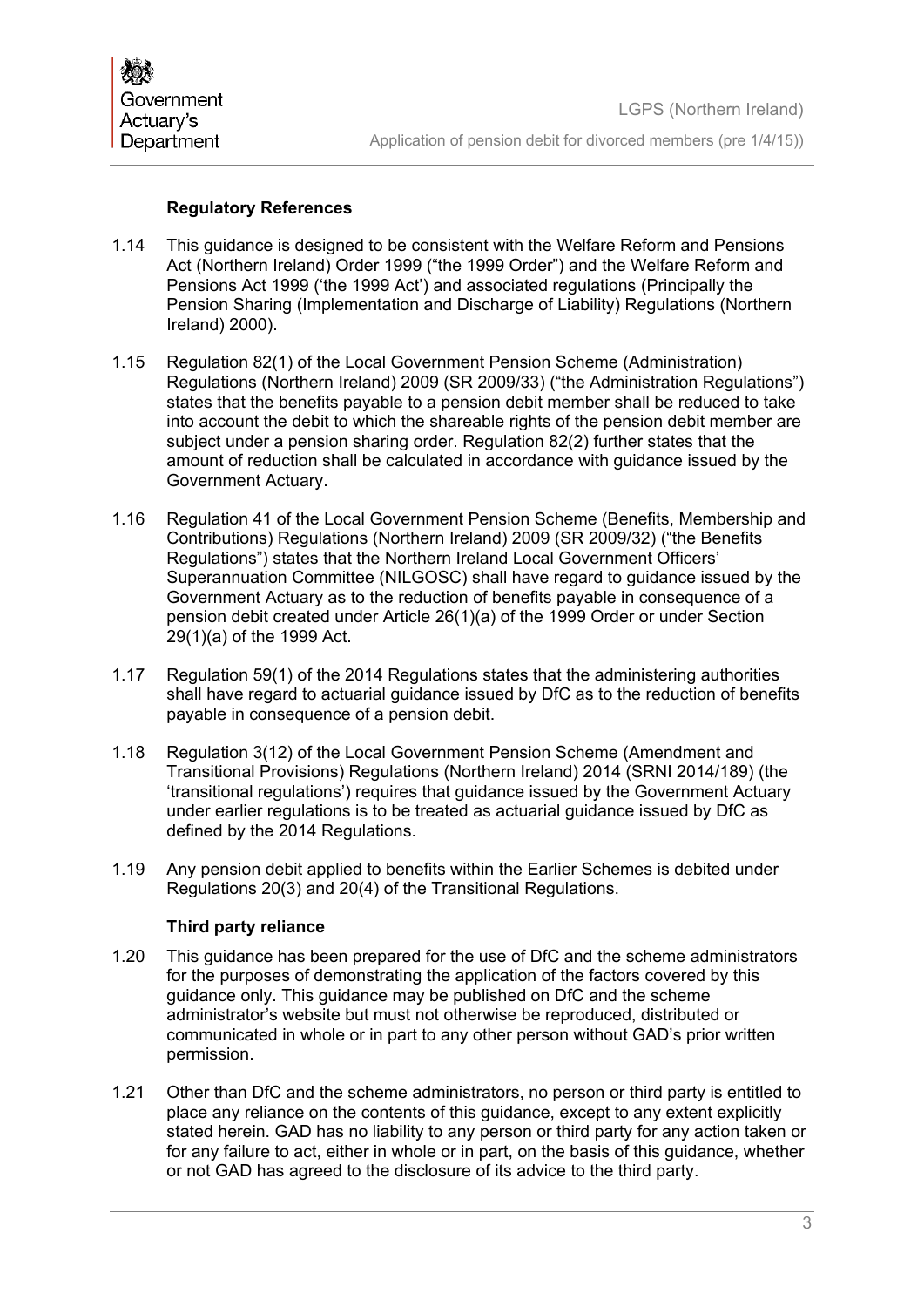### Regulatory References

1.14 This guidance is designed to be consistent with the Welfare Reform and Pensions Act (Northern Ireland) Order 1999 ("the 1999 Order") and the Welfare Reform and Pensions Act 1999 ('the 1999 Act') and associated regulations (Principally the Pension Sharing (Implementation and Discharge of Liability) Regulations (Northern Ireland) 2000).

1.15 Regulation 82(1) of the Local Government Pension Scheme (Administration) Regulations (Northern Ireland) 2009 (SR 2009/33) ("the Administration Regulations") states that the benefits payable to a pension debit member shall be reduced to take into account the debit to which the shareable rights of the pension debit member are subject under a pension sharing order. Regulation 82(2) further states that the amount of reduction shall be calculated in accordance with guidance issued by the Government Actuary.

1.16 Regulation 41 of the Local Government Pension Scheme (Benefits, Membership and Contributions) Regulations (Northern Ireland) 2009 (SR 2009/32) ("the Benefits Regulations") states that the Northern Ireland Local Government Officers' Superannuation Committee (NILGOSC) shall have regard to guidance issued by the Government Actuary as to the reduction of benefits payable in consequence of a pension debit created under Article 26(1)(a) of the 1999 Order or under Section 29(1)(a) of the 1999 Act.

1.17 Regulation 59(1) of the 2014 Regulations states that the administering authorities shall have regard to actuarial guidance issued by DfC as to the reduction of benefits payable in consequence of a pension debit.

1.18 Regulation 3(12) of the Local Government Pension Scheme (Amendment and Transitional Provisions) Regulations (Northern Ireland) 2014 (SRNI 2014/189) (the 'transitional regulations') requires that guidance issued by the Government Actuary under earlier regulations is to be treated as actuarial guidance issued by DfC as defined by the 2014 Regulations.

1.19 Any pension debit applied to benefits within the Earlier Schemes is debited under Regulations 20(3) and 20(4) of the Transitional Regulations.

### Third party reliance

1.20 This guidance has been prepared for the use of DfC and the scheme administrators for the purposes of demonstrating the application of the factors covered by this guidance only. This guidance may be published on DfC and the scheme administrator's website but must not otherwise be reproduced, distributed or communicated in whole or in part to any other person without GAD's prior written permission.

1.21 Other than DfC and the scheme administrators, no person or third party is entitled to place any reliance on the contents of this guidance, except to any extent explicitly stated herein. GAD has no liability to any person or third party for any action taken or for any failure to act, either in whole or in part, on the basis of this guidance, whether or not GAD has agreed to the disclosure of its advice to the third party.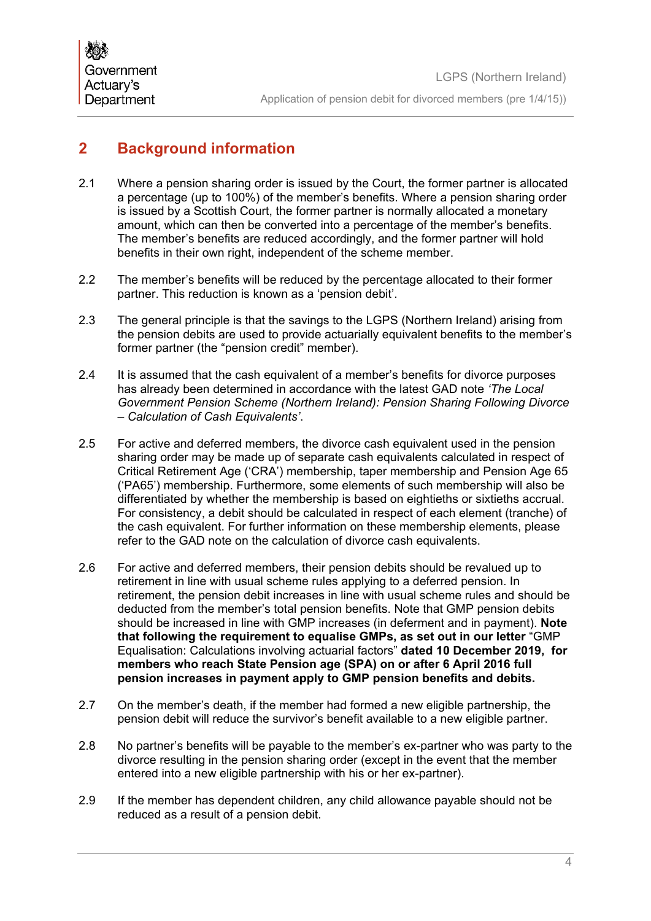## 2 Background information

2.1 Where a pension sharing order is issued by the Court, the former partner is allocated a percentage (up to 100%) of the member's benefits. Where a pension sharing order is issued by a Scottish Court, the former partner is normally allocated a monetary amount, which can then be converted into a percentage of the member's benefits. The member's benefits are reduced accordingly, and the former partner will hold benefits in their own right, independent of the scheme member.

2.2 The member's benefits will be reduced by the percentage allocated to their former partner. This reduction is known as a 'pension debit'.

2.3 The general principle is that the savings to the LGPS (Northern Ireland) arising from the pension debits are used to provide actuarially equivalent benefits to the member's former partner (the "pension credit" member).

2.4 It is assumed that the cash equivalent of a member's benefits for divorce purposes has already been determined in accordance with the latest GAD note *'The Local Government Pension Scheme (Northern Ireland): Pension Sharing Following Divorce – Calculation of Cash Equivalents'*.

2.5 For active and deferred members, the divorce cash equivalent used in the pension sharing order may be made up of separate cash equivalents calculated in respect of Critical Retirement Age ('CRA') membership, taper membership and Pension Age 65 ('PA65') membership. Furthermore, some elements of such membership will also be differentiated by whether the membership is based on eightieths or sixtieths accrual. For consistency, a debit should be calculated in respect of each element (tranche) of the cash equivalent. For further information on these membership elements, please refer to the GAD note on the calculation of divorce cash equivalents.

2.6 For active and deferred members, their pension debits should be revalued up to retirement in line with usual scheme rules applying to a deferred pension. In retirement, the pension debit increases in line with usual scheme rules and should be deducted from the member's total pension benefits. Note that GMP pension debits should be increased in line with GMP increases (in deferment and in payment). **Note that following the requirement to equalise GMPs, as set out in our letter** "GMP Equalisation: Calculations involving actuarial factors" **dated 10 December 2019, for members who reach State Pension age (SPA) on or after 6 April 2016 full pension increases in payment apply to GMP pension benefits and debits.**

2.7 On the member's death, if the member had formed a new eligible partnership, the pension debit will reduce the survivor's benefit available to a new eligible partner.

2.8 No partner's benefits will be payable to the member's ex-partner who was party to the divorce resulting in the pension sharing order (except in the event that the member entered into a new eligible partnership with his or her ex-partner).

2.9 If the member has dependent children, any child allowance payable should not be reduced as a result of a pension debit.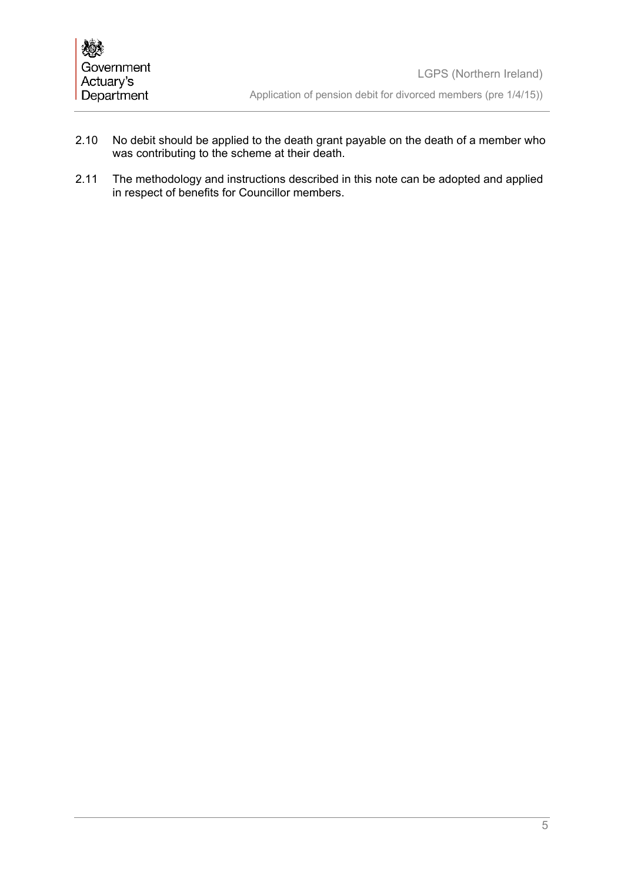2.10 No debit should be applied to the death grant payable on the death of a member who was contributing to the scheme at their death.

2.11 The methodology and instructions described in this note can be adopted and applied in respect of benefits for Councillor members.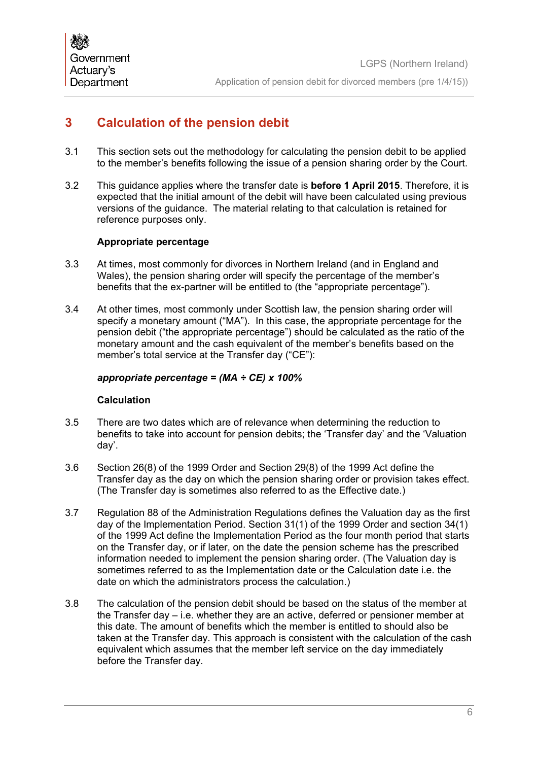# 3 Calculation of the pension debit

3.1 This section sets out the methodology for calculating the pension debit to be applied to the member's benefits following the issue of a pension sharing order by the Court.

3.2 This guidance applies where the transfer date is **before 1 April 2015**. Therefore, it is expected that the initial amount of the debit will have been calculated using previous versions of the guidance. The material relating to that calculation is retained for reference purposes only.

**Appropriate percentage**

3.3 At times, most commonly for divorces in Northern Ireland (and in England and Wales), the pension sharing order will specify the percentage of the member's benefits that the ex-partner will be entitled to (the "appropriate percentage").

3.4 At other times, most commonly under Scottish law, the pension sharing order will specify a monetary amount ("MA"). In this case, the appropriate percentage for the pension debit ("the appropriate percentage") should be calculated as the ratio of the monetary amount and the cash equivalent of the member's benefits based on the member's total service at the Transfer day ("CE"):

***appropriate percentage = (MA ÷ CE) x 100%***

**Calculation**

3.5 There are two dates which are of relevance when determining the reduction to benefits to take into account for pension debits; the 'Transfer day' and the 'Valuation day'.

3.6 Section 26(8) of the 1999 Order and Section 29(8) of the 1999 Act define the Transfer day as the day on which the pension sharing order or provision takes effect. (The Transfer day is sometimes also referred to as the Effective date.)

3.7 Regulation 88 of the Administration Regulations defines the Valuation day as the first day of the Implementation Period. Section 31(1) of the 1999 Order and section 34(1) of the 1999 Act define the Implementation Period as the four month period that starts on the Transfer day, or if later, on the date the pension scheme has the prescribed information needed to implement the pension sharing order. (The Valuation day is sometimes referred to as the Implementation date or the Calculation date i.e. the date on which the administrators process the calculation.)

3.8 The calculation of the pension debit should be based on the status of the member at the Transfer day – i.e. whether they are an active, deferred or pensioner member at this date. The amount of benefits which the member is entitled to should also be taken at the Transfer day. This approach is consistent with the calculation of the cash equivalent which assumes that the member left service on the day immediately before the Transfer day.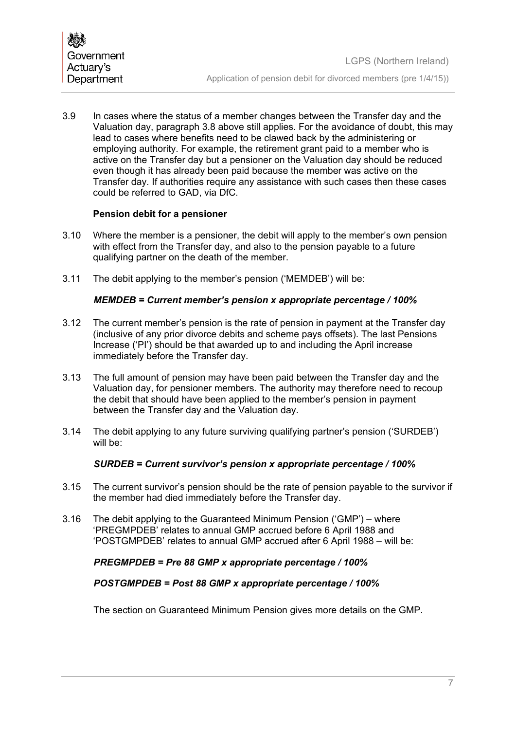3.9 In cases where the status of a member changes between the Transfer day and the Valuation day, paragraph 3.8 above still applies. For the avoidance of doubt, this may lead to cases where benefits need to be clawed back by the administering or employing authority. For example, the retirement grant paid to a member who is active on the Transfer day but a pensioner on the Valuation day should be reduced even though it has already been paid because the member was active on the Transfer day. If authorities require any assistance with such cases then these cases could be referred to GAD, via DfC.

### Pension debit for a pensioner

3.10 Where the member is a pensioner, the debit will apply to the member's own pension with effect from the Transfer day, and also to the pension payable to a future qualifying partner on the death of the member.

3.11 The debit applying to the member's pension ('MEMDEB') will be:

***MEMDEB = Current member's pension x appropriate percentage / 100%***

3.12 The current member's pension is the rate of pension in payment at the Transfer day (inclusive of any prior divorce debits and scheme pays offsets). The last Pensions Increase ('PI') should be that awarded up to and including the April increase immediately before the Transfer day.

3.13 The full amount of pension may have been paid between the Transfer day and the Valuation day, for pensioner members. The authority may therefore need to recoup the debit that should have been applied to the member's pension in payment between the Transfer day and the Valuation day.

3.14 The debit applying to any future surviving qualifying partner's pension ('SURDEB') will be:

***SURDEB = Current survivor's pension x appropriate percentage / 100%***

3.15 The current survivor's pension should be the rate of pension payable to the survivor if the member had died immediately before the Transfer day.

3.16 The debit applying to the Guaranteed Minimum Pension ('GMP') – where 'PREGMPDEB' relates to annual GMP accrued before 6 April 1988 and 'POSTGMPDEB' relates to annual GMP accrued after 6 April 1988 – will be:

***PREGMPDEB = Pre 88 GMP x appropriate percentage / 100%***

***POSTGMPDEB = Post 88 GMP x appropriate percentage / 100%***

The section on Guaranteed Minimum Pension gives more details on the GMP.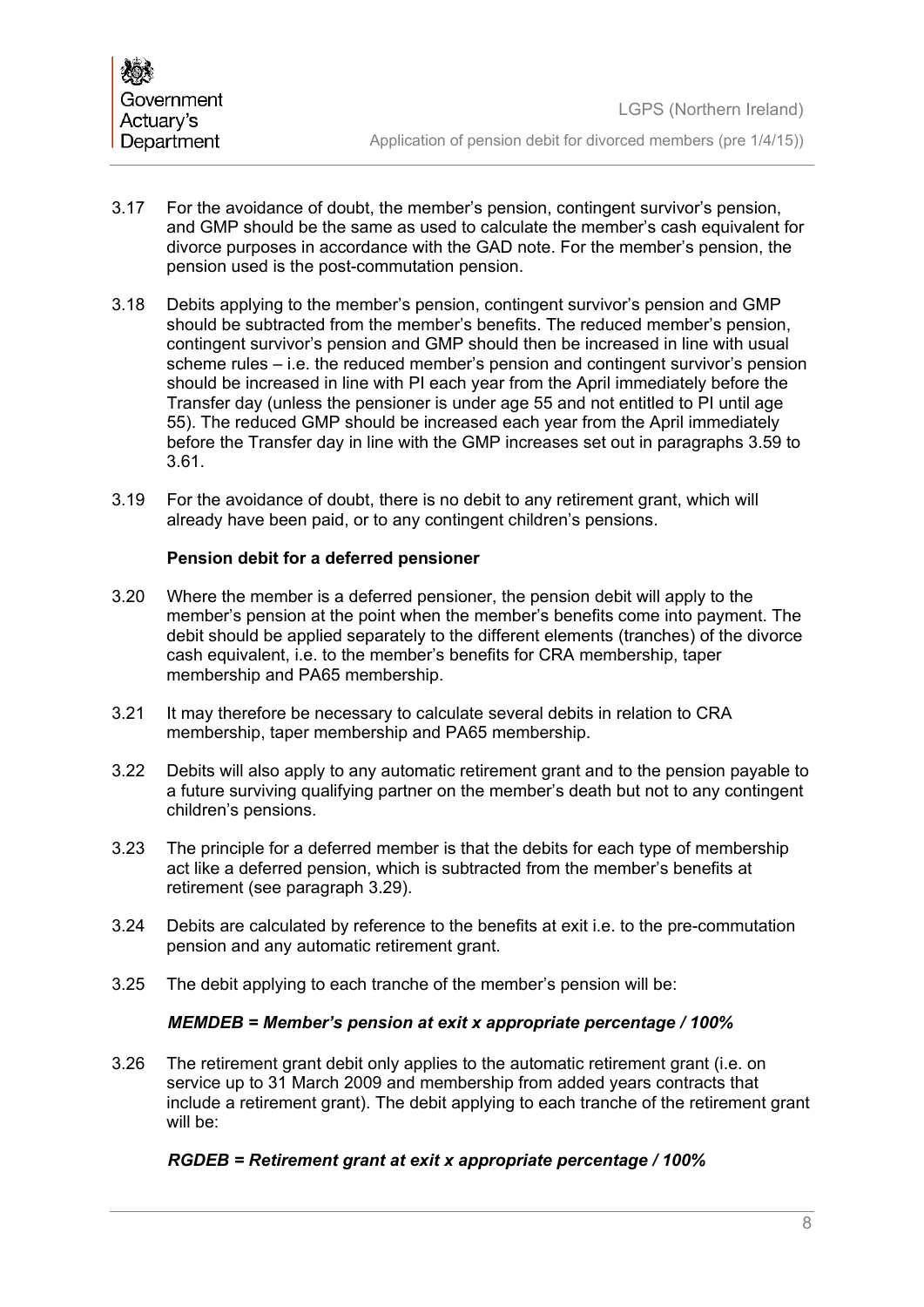3.17 For the avoidance of doubt, the member's pension, contingent survivor's pension, and GMP should be the same as used to calculate the member's cash equivalent for divorce purposes in accordance with the GAD note. For the member's pension, the pension used is the post-commutation pension.

3.18 Debits applying to the member's pension, contingent survivor's pension and GMP should be subtracted from the member's benefits. The reduced member's pension, contingent survivor's pension and GMP should then be increased in line with usual scheme rules – i.e. the reduced member's pension and contingent survivor's pension should be increased in line with PI each year from the April immediately before the Transfer day (unless the pensioner is under age 55 and not entitled to PI until age 55). The reduced GMP should be increased each year from the April immediately before the Transfer day in line with the GMP increases set out in paragraphs 3.59 to 3.61.

3.19 For the avoidance of doubt, there is no debit to any retirement grant, which will already have been paid, or to any contingent children's pensions.

**Pension debit for a deferred pensioner**

3.20 Where the member is a deferred pensioner, the pension debit will apply to the member's pension at the point when the member's benefits come into payment. The debit should be applied separately to the different elements (tranches) of the divorce cash equivalent, i.e. to the member's benefits for CRA membership, taper membership and PA65 membership.

3.21 It may therefore be necessary to calculate several debits in relation to CRA membership, taper membership and PA65 membership.

3.22 Debits will also apply to any automatic retirement grant and to the pension payable to a future surviving qualifying partner on the member's death but not to any contingent children's pensions.

3.23 The principle for a deferred member is that the debits for each type of membership act like a deferred pension, which is subtracted from the member's benefits at retirement (see paragraph 3.29).

3.24 Debits are calculated by reference to the benefits at exit i.e. to the pre-commutation pension and any automatic retirement grant.

3.25 The debit applying to each tranche of the member's pension will be:

***MEMDEB = Member's pension at exit x appropriate percentage / 100%***

3.26 The retirement grant debit only applies to the automatic retirement grant (i.e. on service up to 31 March 2009 and membership from added years contracts that include a retirement grant). The debit applying to each tranche of the retirement grant will be:

***RGDEB = Retirement grant at exit x appropriate percentage / 100%***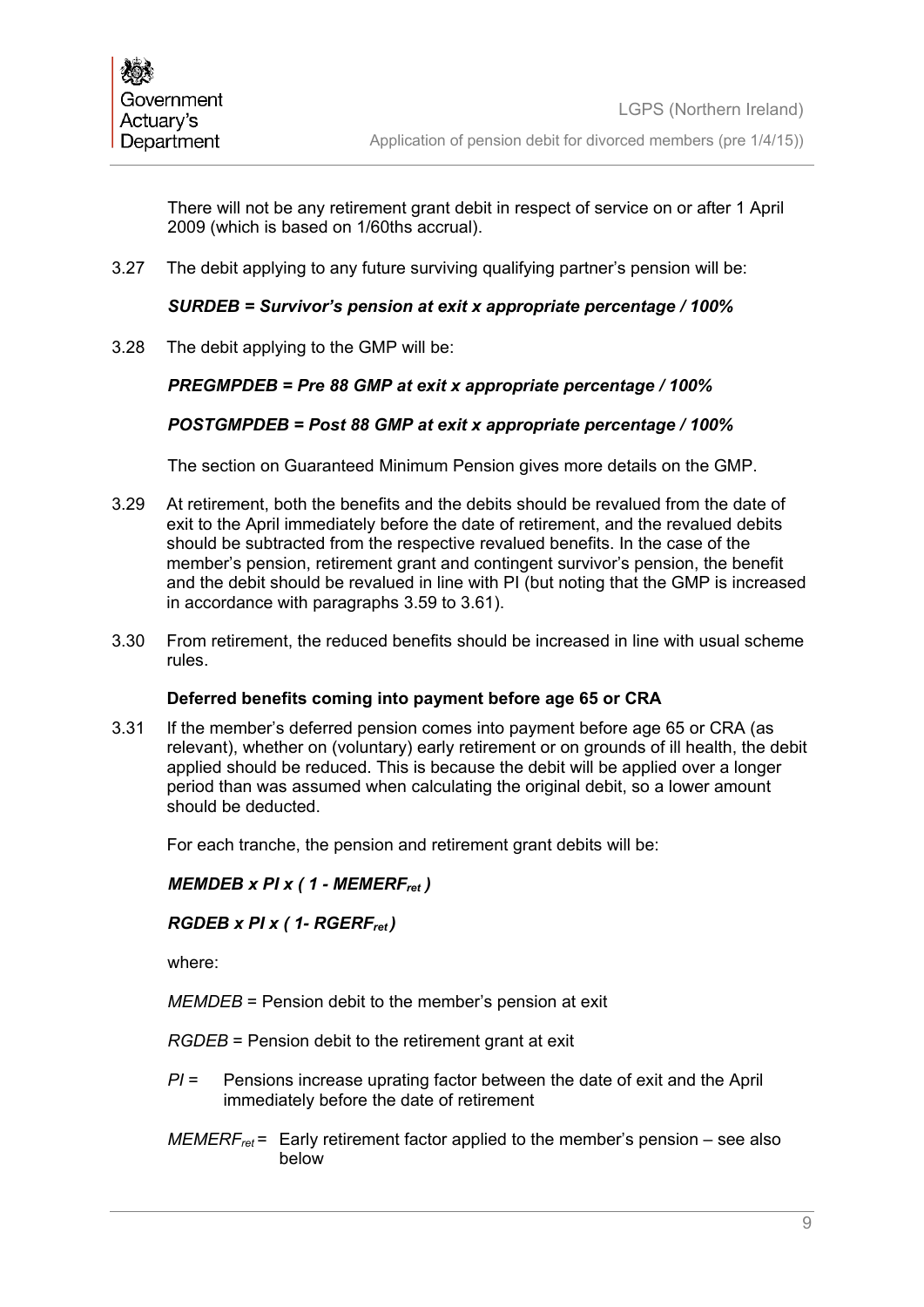There will not be any retirement grant debit in respect of service on or after 1 April 2009 (which is based on 1/60ths accrual).

3.27 The debit applying to any future surviving qualifying partner's pension will be:

***SURDEB = Survivor's pension at exit x appropriate percentage / 100%***

3.28 The debit applying to the GMP will be:

***PREGMPDEB = Pre 88 GMP at exit x appropriate percentage / 100%***

***POSTGMPDEB = Post 88 GMP at exit x appropriate percentage / 100%***

The section on Guaranteed Minimum Pension gives more details on the GMP.

3.29 At retirement, both the benefits and the debits should be revalued from the date of exit to the April immediately before the date of retirement, and the revalued debits should be subtracted from the respective revalued benefits. In the case of the member's pension, retirement grant and contingent survivor's pension, the benefit and the debit should be revalued in line with PI (but noting that the GMP is increased in accordance with paragraphs 3.59 to 3.61).

3.30 From retirement, the reduced benefits should be increased in line with usual scheme rules.

**Deferred benefits coming into payment before age 65 or CRA**

3.31 If the member's deferred pension comes into payment before age 65 or CRA (as relevant), whether on (voluntary) early retirement or on grounds of ill health, the debit applied should be reduced. This is because the debit will be applied over a longer period than was assumed when calculating the original debit, so a lower amount should be deducted.

For each tranche, the pension and retirement grant debits will be:

$$MEMDEB \times PI \times ( 1 - MEMERF_{ret} )$$

$$RGDEB \times PI \times ( 1- RGERF_{ret} )$$

where:

*MEMDEB* = Pension debit to the member's pension at exit

*RGDEB* = Pension debit to the retirement grant at exit

*PI* = Pensions increase uprating factor between the date of exit and the April immediately before the date of retirement

$MEMERF_{ret}$ = Early retirement factor applied to the member's pension – see also below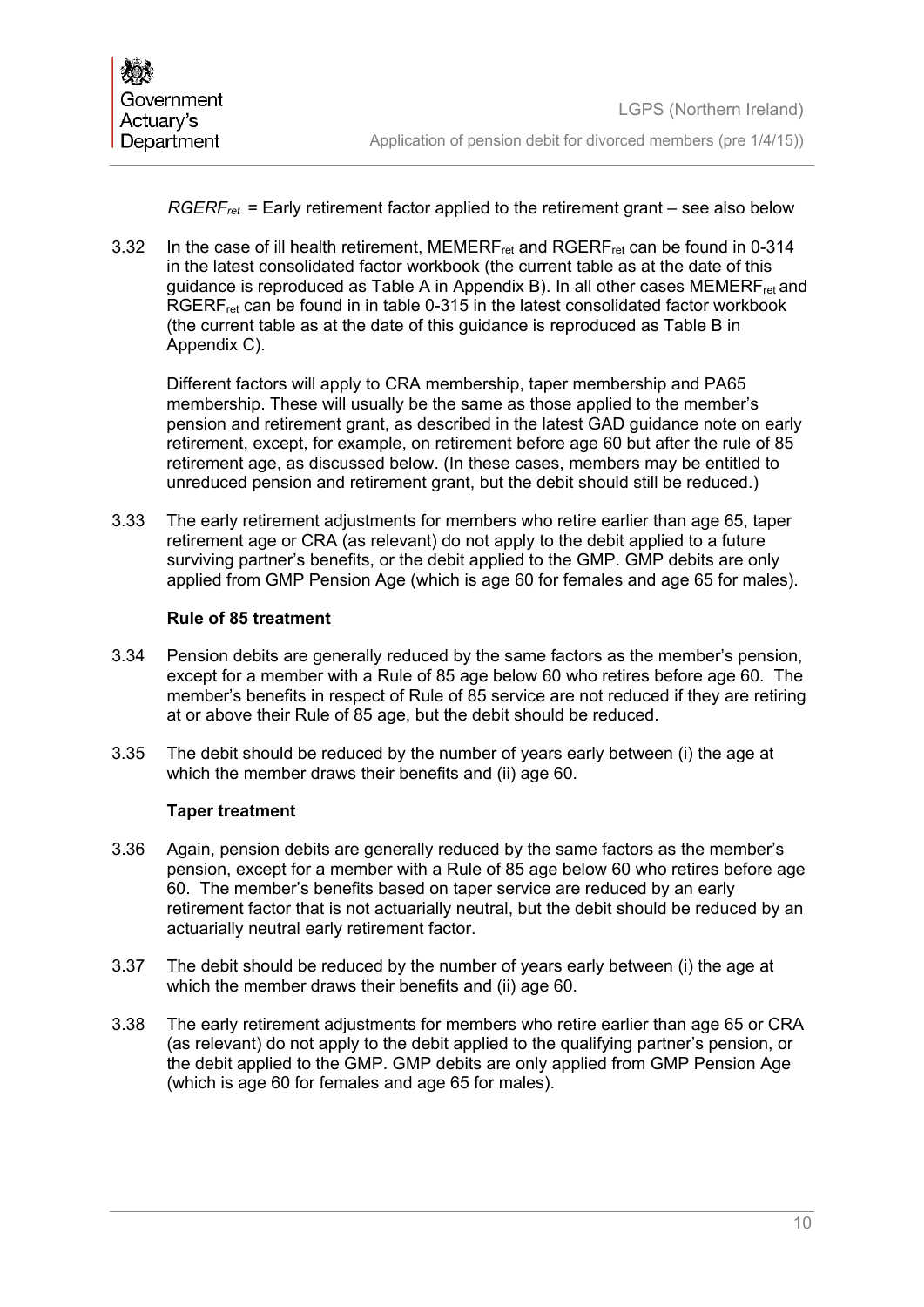$RGERF_{ret}$ = Early retirement factor applied to the retirement grant – see also below

3.32 In the case of ill health retirement, $MEMERF_{ret}$ and $RGERF_{ret}$ can be found in 0-314 in the latest consolidated factor workbook (the current table as at the date of this guidance is reproduced as Table A in Appendix B). In all other cases $MEMERF_{ret}$ and $RGERF_{ret}$ can be found in in table 0-315 in the latest consolidated factor workbook (the current table as at the date of this guidance is reproduced as Table B in Appendix C).

Different factors will apply to CRA membership, taper membership and PA65 membership. These will usually be the same as those applied to the member's pension and retirement grant, as described in the latest GAD guidance note on early retirement, except, for example, on retirement before age 60 but after the rule of 85 retirement age, as discussed below. (In these cases, members may be entitled to unreduced pension and retirement grant, but the debit should still be reduced.)

3.33 The early retirement adjustments for members who retire earlier than age 65, taper retirement age or CRA (as relevant) do not apply to the debit applied to a future surviving partner's benefits, or the debit applied to the GMP. GMP debits are only applied from GMP Pension Age (which is age 60 for females and age 65 for males).

**Rule of 85 treatment**

3.34 Pension debits are generally reduced by the same factors as the member's pension, except for a member with a Rule of 85 age below 60 who retires before age 60. The member's benefits in respect of Rule of 85 service are not reduced if they are retiring at or above their Rule of 85 age, but the debit should be reduced.

3.35 The debit should be reduced by the number of years early between (i) the age at which the member draws their benefits and (ii) age 60.

**Taper treatment**

3.36 Again, pension debits are generally reduced by the same factors as the member's pension, except for a member with a Rule of 85 age below 60 who retires before age 60. The member's benefits based on taper service are reduced by an early retirement factor that is not actuarially neutral, but the debit should be reduced by an actuarially neutral early retirement factor.

3.37 The debit should be reduced by the number of years early between (i) the age at which the member draws their benefits and (ii) age 60.

3.38 The early retirement adjustments for members who retire earlier than age 65 or CRA (as relevant) do not apply to the debit applied to the qualifying partner's pension, or the debit applied to the GMP. GMP debits are only applied from GMP Pension Age (which is age 60 for females and age 65 for males).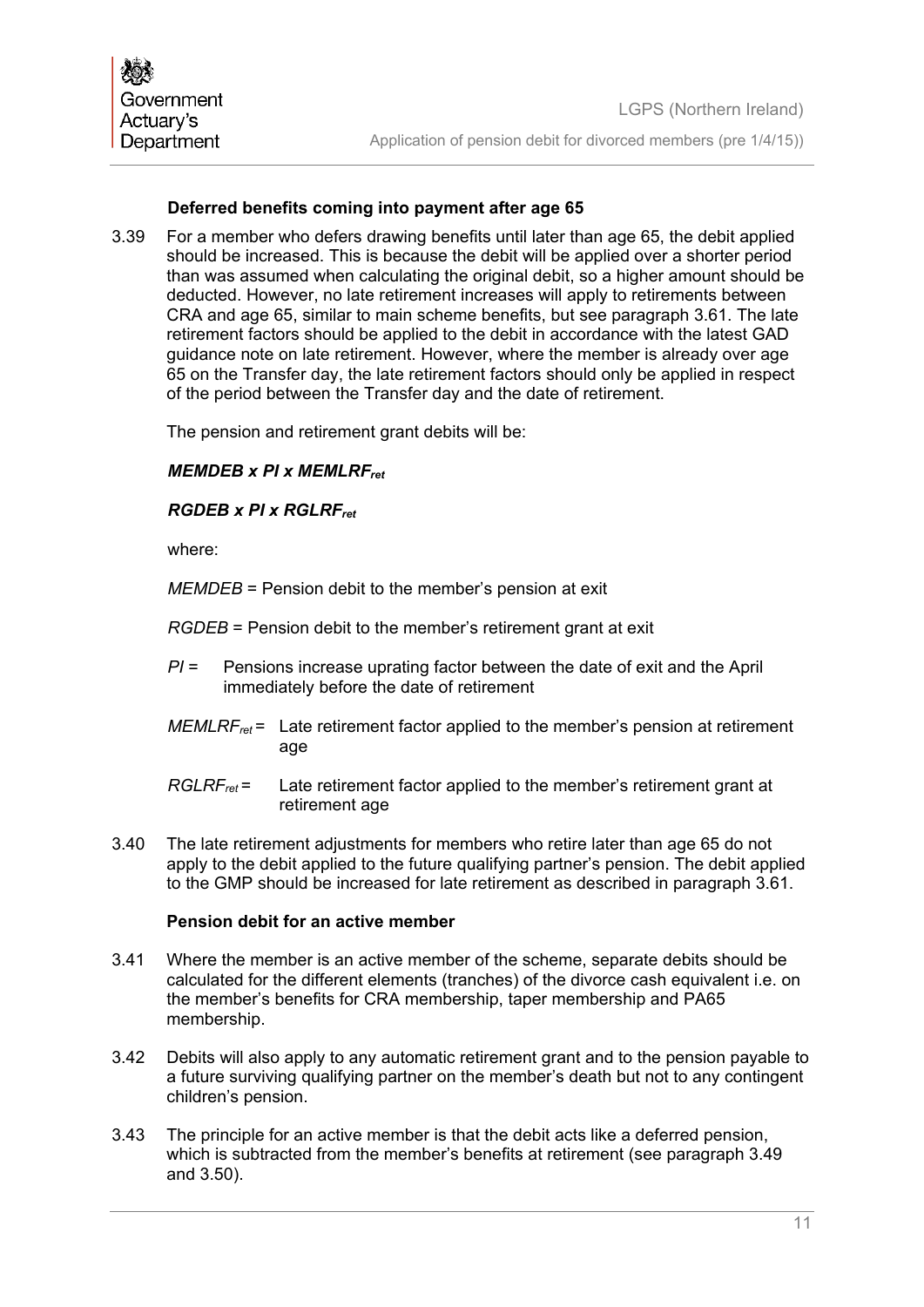### Deferred benefits coming into payment after age 65

3.39 For a member who defers drawing benefits until later than age 65, the debit applied should be increased. This is because the debit will be applied over a shorter period than was assumed when calculating the original debit, so a higher amount should be deducted. However, no late retirement increases will apply to retirements between CRA and age 65, similar to main scheme benefits, but see paragraph 3.61. The late retirement factors should be applied to the debit in accordance with the latest GAD guidance note on late retirement. However, where the member is already over age 65 on the Transfer day, the late retirement factors should only be applied in respect of the period between the Transfer day and the date of retirement.

The pension and retirement grant debits will be:

$$MEMDEB \times PI \times MEMLRF_{ret}$$

$$RGDEB \times PI \times RGLRF_{ret}$$

where:

*MEMDEB* = Pension debit to the member's pension at exit

*RGDEB* = Pension debit to the member's retirement grant at exit

*PI* = Pensions increase uprating factor between the date of exit and the April immediately before the date of retirement

$MEMLRF_{ret}$ = Late retirement factor applied to the member's pension at retirement age

$RGLRF_{ret}$ = Late retirement factor applied to the member's retirement grant at retirement age

3.40 The late retirement adjustments for members who retire later than age 65 do not apply to the debit applied to the future qualifying partner's pension. The debit applied to the GMP should be increased for late retirement as described in paragraph 3.61.

### Pension debit for an active member

3.41 Where the member is an active member of the scheme, separate debits should be calculated for the different elements (tranches) of the divorce cash equivalent i.e. on the member's benefits for CRA membership, taper membership and PA65 membership.

3.42 Debits will also apply to any automatic retirement grant and to the pension payable to a future surviving qualifying partner on the member's death but not to any contingent children's pension.

3.43 The principle for an active member is that the debit acts like a deferred pension, which is subtracted from the member's benefits at retirement (see paragraph 3.49 and 3.50).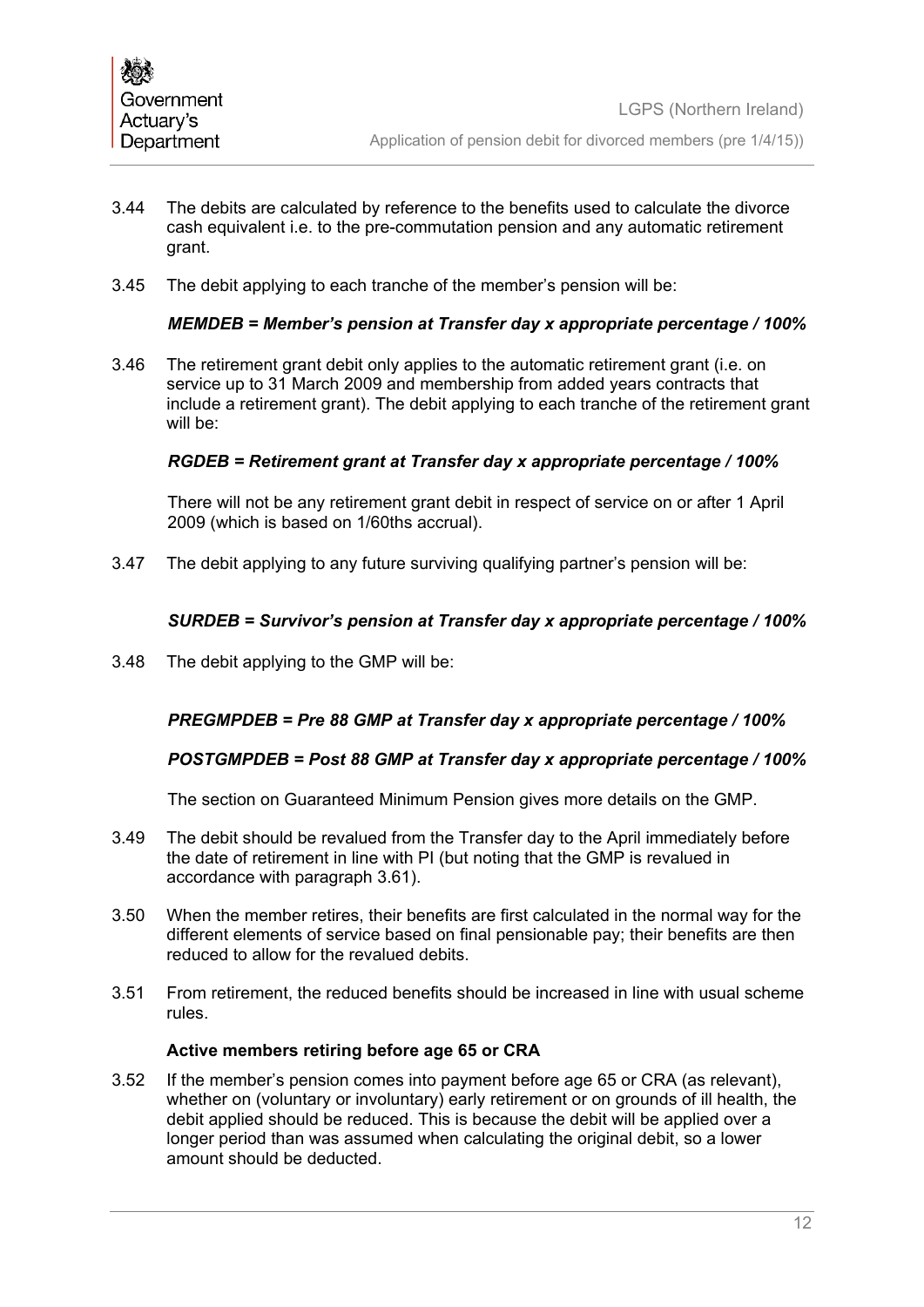3.44 The debits are calculated by reference to the benefits used to calculate the divorce cash equivalent i.e. to the pre-commutation pension and any automatic retirement grant.

3.45 The debit applying to each tranche of the member's pension will be:

***MEMDEB = Member's pension at Transfer day x appropriate percentage / 100%***

3.46 The retirement grant debit only applies to the automatic retirement grant (i.e. on service up to 31 March 2009 and membership from added years contracts that include a retirement grant). The debit applying to each tranche of the retirement grant will be:

***RGDEB = Retirement grant at Transfer day x appropriate percentage / 100%***

There will not be any retirement grant debit in respect of service on or after 1 April 2009 (which is based on 1/60ths accrual).

3.47 The debit applying to any future surviving qualifying partner's pension will be:

***SURDEB = Survivor's pension at Transfer day x appropriate percentage / 100%***

3.48 The debit applying to the GMP will be:

***PREGMPDEB = Pre 88 GMP at Transfer day x appropriate percentage / 100%***

***POSTGMPDEB = Post 88 GMP at Transfer day x appropriate percentage / 100%***

The section on Guaranteed Minimum Pension gives more details on the GMP.

3.49 The debit should be revalued from the Transfer day to the April immediately before the date of retirement in line with PI (but noting that the GMP is revalued in accordance with paragraph 3.61).

3.50 When the member retires, their benefits are first calculated in the normal way for the different elements of service based on final pensionable pay; their benefits are then reduced to allow for the revalued debits.

3.51 From retirement, the reduced benefits should be increased in line with usual scheme rules.

### Active members retiring before age 65 or CRA

3.52 If the member's pension comes into payment before age 65 or CRA (as relevant), whether on (voluntary or involuntary) early retirement or on grounds of ill health, the debit applied should be reduced. This is because the debit will be applied over a longer period than was assumed when calculating the original debit, so a lower amount should be deducted.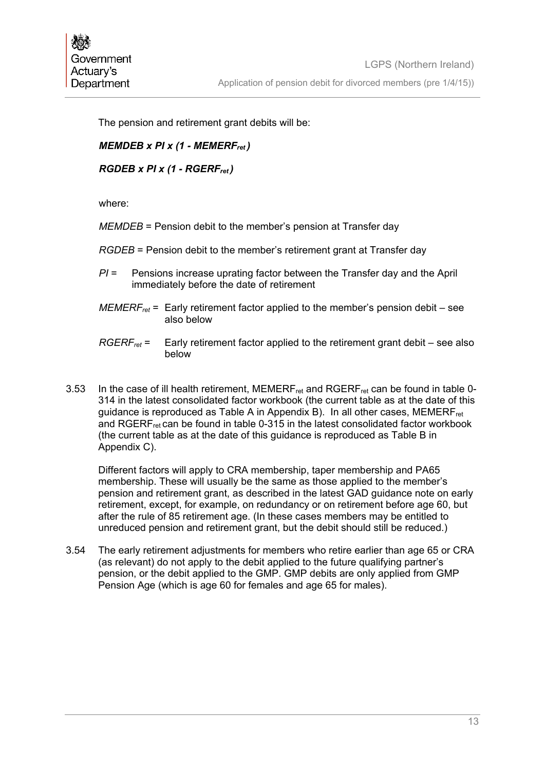The pension and retirement grant debits will be:

$$MEMDEB \times PI \times (1 - MEMERF_{ret})$$

$$RGDEB \times PI \times (1 - RGERF_{ret})$$

where:

*MEMDEB* = Pension debit to the member's pension at Transfer day

*RGDEB* = Pension debit to the member's retirement grant at Transfer day

*PI* = Pensions increase uprating factor between the Transfer day and the April immediately before the date of retirement

$MEMERF_{ret}$ = Early retirement factor applied to the member's pension debit – see also below

$RGERF_{ret}$ = Early retirement factor applied to the retirement grant debit – see also below

3.53 In the case of ill health retirement, $MEMERF_{ret}$ and $RGERF_{ret}$ can be found in table 0-314 in the latest consolidated factor workbook (the current table as at the date of this guidance is reproduced as Table A in Appendix B). In all other cases, $MEMERF_{ret}$ and $RGERF_{ret}$ can be found in table 0-315 in the latest consolidated factor workbook (the current table as at the date of this guidance is reproduced as Table B in Appendix C).

Different factors will apply to CRA membership, taper membership and PA65 membership. These will usually be the same as those applied to the member's pension and retirement grant, as described in the latest GAD guidance note on early retirement, except, for example, on redundancy or on retirement before age 60, but after the rule of 85 retirement age. (In these cases members may be entitled to unreduced pension and retirement grant, but the debit should still be reduced.)

3.54 The early retirement adjustments for members who retire earlier than age 65 or CRA (as relevant) do not apply to the debit applied to the future qualifying partner's pension, or the debit applied to the GMP. GMP debits are only applied from GMP Pension Age (which is age 60 for females and age 65 for males).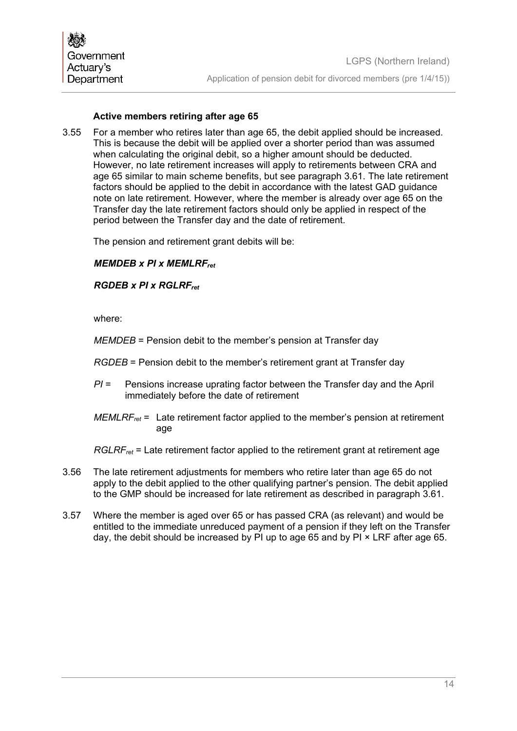### Active members retiring after age 65

3.55 For a member who retires later than age 65, the debit applied should be increased. This is because the debit will be applied over a shorter period than was assumed when calculating the original debit, so a higher amount should be deducted. However, no late retirement increases will apply to retirements between CRA and age 65 similar to main scheme benefits, but see paragraph 3.61. The late retirement factors should be applied to the debit in accordance with the latest GAD guidance note on late retirement. However, where the member is already over age 65 on the Transfer day the late retirement factors should only be applied in respect of the period between the Transfer day and the date of retirement.

The pension and retirement grant debits will be:

$$\boldsymbol{MEMDEB \times PI \times MEMLRF_{ret}}$$

$$\boldsymbol{RGDEB \times PI \times RGLRF_{ret}}$$

where:

*MEMDEB* = Pension debit to the member's pension at Transfer day

*RGDEB* = Pension debit to the member's retirement grant at Transfer day

*PI* = Pensions increase uprating factor between the Transfer day and the April immediately before the date of retirement

$MEMLRF_{ret}$ = Late retirement factor applied to the member's pension at retirement age

$RGLRF_{ret}$ = Late retirement factor applied to the retirement grant at retirement age

3.56 The late retirement adjustments for members who retire later than age 65 do not apply to the debit applied to the other qualifying partner's pension. The debit applied to the GMP should be increased for late retirement as described in paragraph 3.61.

3.57 Where the member is aged over 65 or has passed CRA (as relevant) and would be entitled to the immediate unreduced payment of a pension if they left on the Transfer day, the debit should be increased by PI up to age 65 and by PI × LRF after age 65.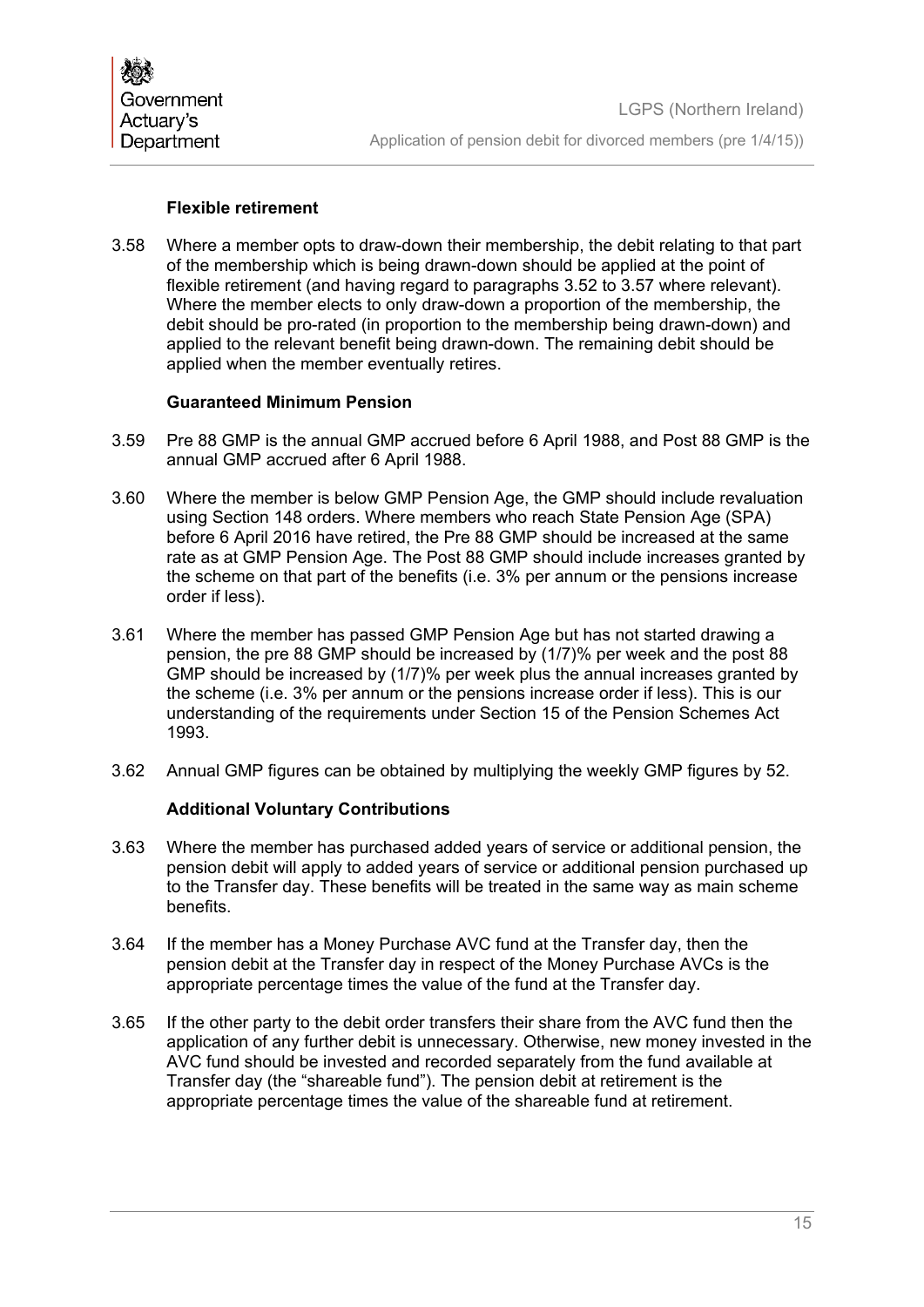### Flexible retirement

3.58 Where a member opts to draw-down their membership, the debit relating to that part of the membership which is being drawn-down should be applied at the point of flexible retirement (and having regard to paragraphs 3.52 to 3.57 where relevant). Where the member elects to only draw-down a proportion of the membership, the debit should be pro-rated (in proportion to the membership being drawn-down) and applied to the relevant benefit being drawn-down. The remaining debit should be applied when the member eventually retires.

### Guaranteed Minimum Pension

3.59 Pre 88 GMP is the annual GMP accrued before 6 April 1988, and Post 88 GMP is the annual GMP accrued after 6 April 1988.

3.60 Where the member is below GMP Pension Age, the GMP should include revaluation using Section 148 orders. Where members who reach State Pension Age (SPA) before 6 April 2016 have retired, the Pre 88 GMP should be increased at the same rate as at GMP Pension Age. The Post 88 GMP should include increases granted by the scheme on that part of the benefits (i.e. 3% per annum or the pensions increase order if less).

3.61 Where the member has passed GMP Pension Age but has not started drawing a pension, the pre 88 GMP should be increased by (1/7)% per week and the post 88 GMP should be increased by (1/7)% per week plus the annual increases granted by the scheme (i.e. 3% per annum or the pensions increase order if less). This is our understanding of the requirements under Section 15 of the Pension Schemes Act 1993.

3.62 Annual GMP figures can be obtained by multiplying the weekly GMP figures by 52.

### Additional Voluntary Contributions

3.63 Where the member has purchased added years of service or additional pension, the pension debit will apply to added years of service or additional pension purchased up to the Transfer day. These benefits will be treated in the same way as main scheme benefits.

3.64 If the member has a Money Purchase AVC fund at the Transfer day, then the pension debit at the Transfer day in respect of the Money Purchase AVCs is the appropriate percentage times the value of the fund at the Transfer day.

3.65 If the other party to the debit order transfers their share from the AVC fund then the application of any further debit is unnecessary. Otherwise, new money invested in the AVC fund should be invested and recorded separately from the fund available at Transfer day (the "shareable fund"). The pension debit at retirement is the appropriate percentage times the value of the shareable fund at retirement.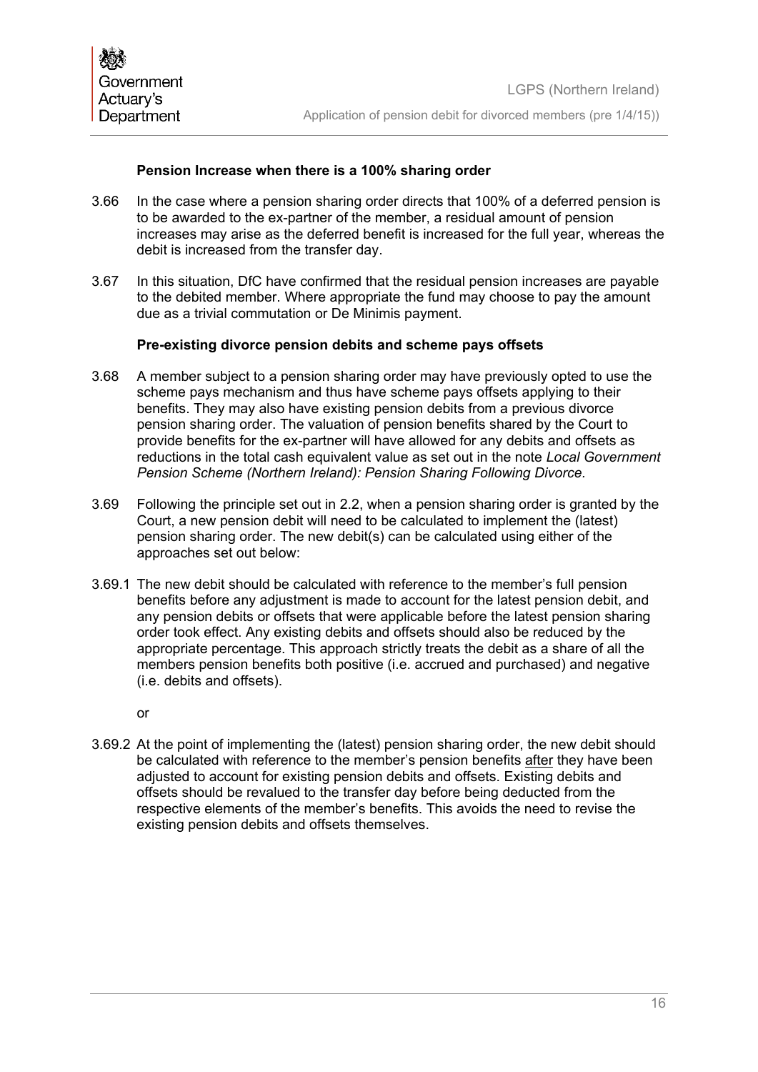### Pension Increase when there is a 100% sharing order

3.66 In the case where a pension sharing order directs that 100% of a deferred pension is to be awarded to the ex-partner of the member, a residual amount of pension increases may arise as the deferred benefit is increased for the full year, whereas the debit is increased from the transfer day.

3.67 In this situation, DfC have confirmed that the residual pension increases are payable to the debited member. Where appropriate the fund may choose to pay the amount due as a trivial commutation or De Minimis payment.

### Pre-existing divorce pension debits and scheme pays offsets

3.68 A member subject to a pension sharing order may have previously opted to use the scheme pays mechanism and thus have scheme pays offsets applying to their benefits. They may also have existing pension debits from a previous divorce pension sharing order. The valuation of pension benefits shared by the Court to provide benefits for the ex-partner will have allowed for any debits and offsets as reductions in the total cash equivalent value as set out in the note *Local Government Pension Scheme (Northern Ireland): Pension Sharing Following Divorce.*

3.69 Following the principle set out in 2.2, when a pension sharing order is granted by the Court, a new pension debit will need to be calculated to implement the (latest) pension sharing order. The new debit(s) can be calculated using either of the approaches set out below:

3.69.1 The new debit should be calculated with reference to the member's full pension benefits before any adjustment is made to account for the latest pension debit, and any pension debits or offsets that were applicable before the latest pension sharing order took effect. Any existing debits and offsets should also be reduced by the appropriate percentage. This approach strictly treats the debit as a share of all the members pension benefits both positive (i.e. accrued and purchased) and negative (i.e. debits and offsets).

or

3.69.2 At the point of implementing the (latest) pension sharing order, the new debit should be calculated with reference to the member's pension benefits after they have been adjusted to account for existing pension debits and offsets. Existing debits and offsets should be revalued to the transfer day before being deducted from the respective elements of the member's benefits. This avoids the need to revise the existing pension debits and offsets themselves.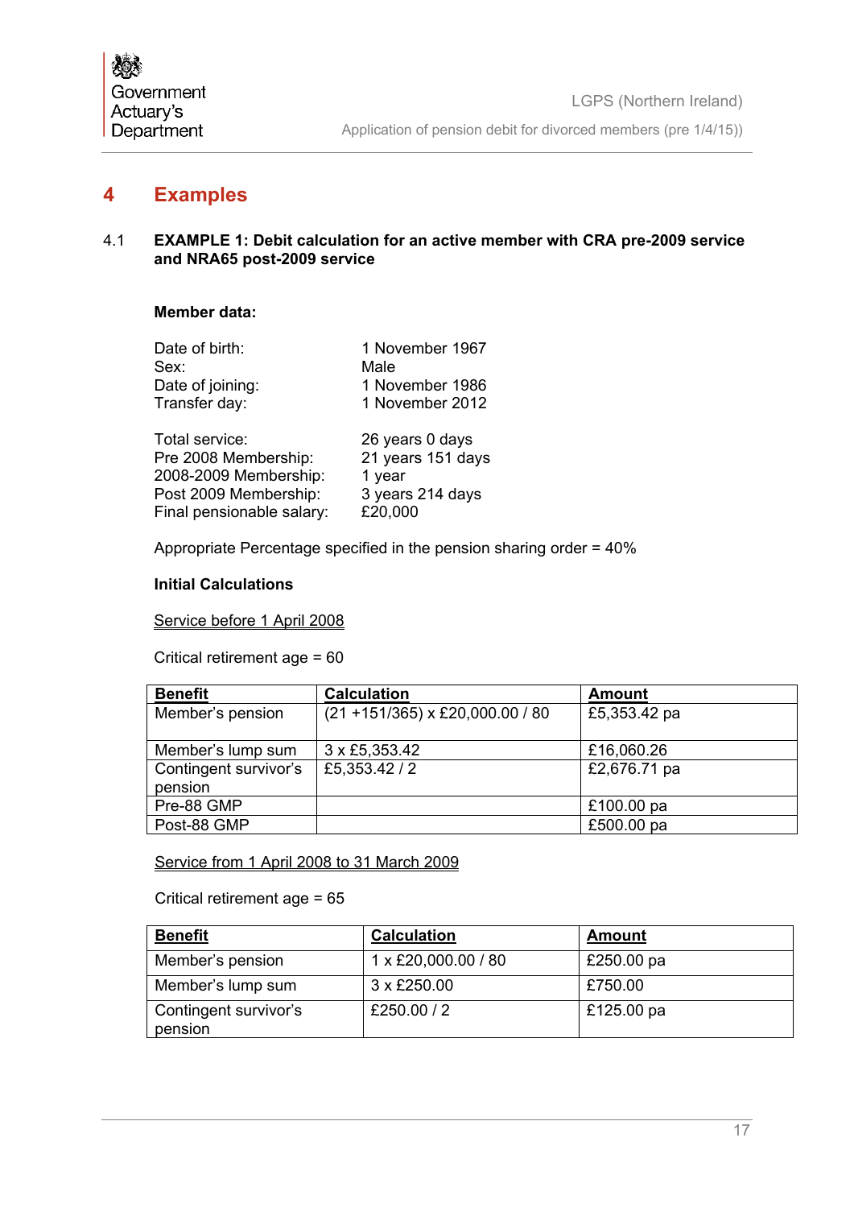# 4 Examples

## 4.1 EXAMPLE 1: Debit calculation for an active member with CRA pre-2009 service and NRA65 post-2009 service

**Member data:**

Date of birth: 1 November 1967
Sex: Male
Date of joining: 1 November 1986
Transfer day: 1 November 2012

Total service: 26 years 0 days
Pre 2008 Membership: 21 years 151 days
2008-2009 Membership: 1 year
Post 2009 Membership: 3 years 214 days
Final pensionable salary: £20,000

Appropriate Percentage specified in the pension sharing order = 40%

**Initial Calculations**

<u>Service before 1 April 2008</u>

Critical retirement age = 60

| Benefit | Calculation | Amount |
|---|---|---|
| Member's pension | (21 +151/365) x £20,000.00 / 80 | £5,353.42 pa |
| Member's lump sum | 3 x £5,353.42 | £16,060.26 |
| Contingent survivor's pension | £5,353.42 / 2 | £2,676.71 pa |
| Pre-88 GMP | | £100.00 pa |
| Post-88 GMP | | £500.00 pa |

<u>Service from 1 April 2008 to 31 March 2009</u>

Critical retirement age = 65

| Benefit | Calculation | Amount |
|---|---|---|
| Member's pension | 1 x £20,000.00 / 80 | £250.00 pa |
| Member's lump sum | 3 x £250.00 | £750.00 |
| Contingent survivor's pension | £250.00 / 2 | £125.00 pa |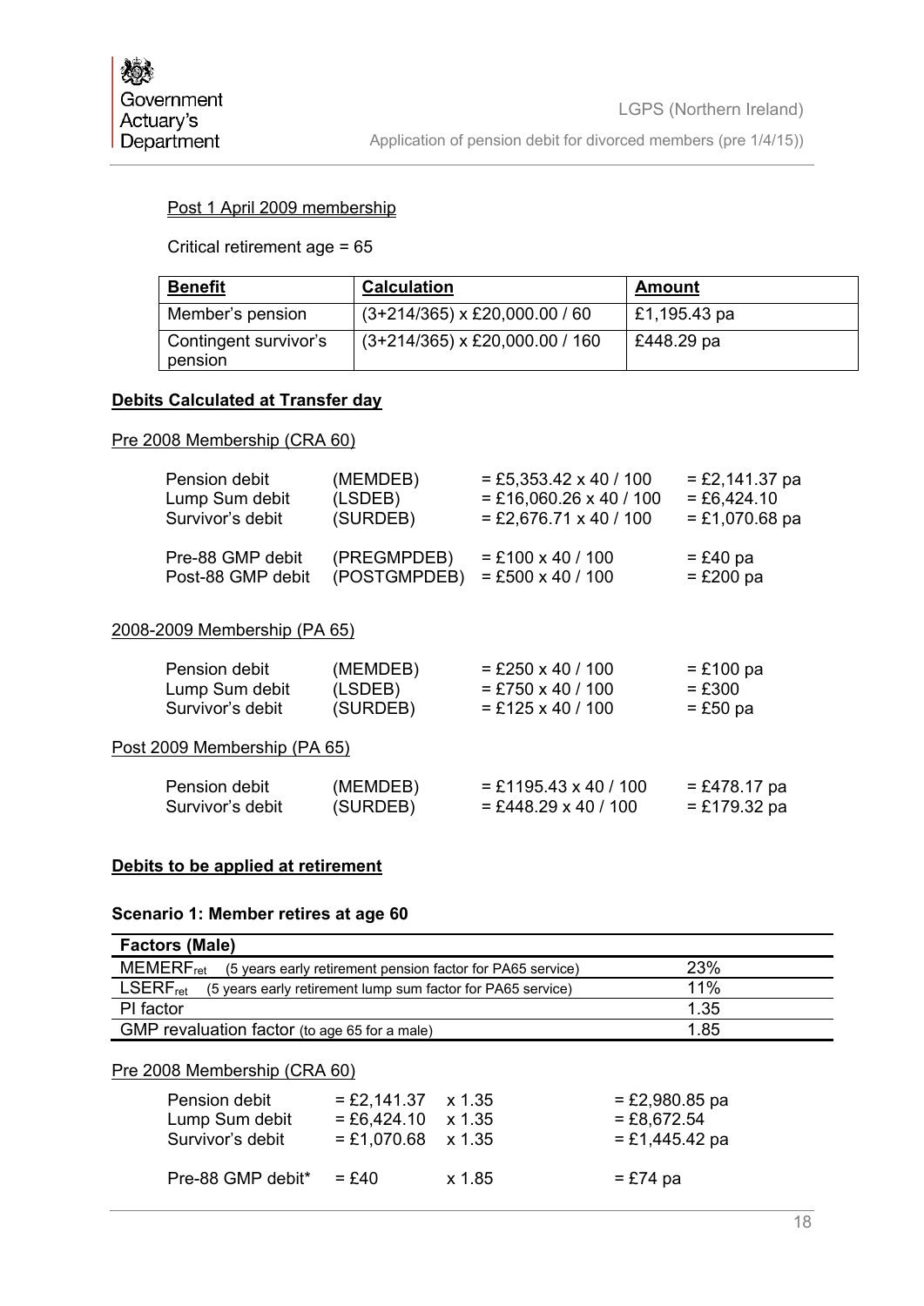Post 1 April 2009 membership

Critical retirement age = 65

| Benefit | Calculation | Amount |
|---|---|---|
| Member's pension | (3+214/365) x £20,000.00 / 60 | £1,195.43 pa |
| Contingent survivor's pension | (3+214/365) x £20,000.00 / 160 | £448.29 pa |

**Debits Calculated at Transfer day**

Pre 2008 Membership (CRA 60)

| | | | |
|---|---|---|---|
| Pension debit | (MEMDEB) | = £5,353.42 x 40 / 100 | = £2,141.37 pa |
| Lump Sum debit | (LSDEB) | = £16,060.26 x 40 / 100 | = £6,424.10 |
| Survivor's debit | (SURDEB) | = £2,676.71 x 40 / 100 | = £1,070.68 pa |
| Pre-88 GMP debit | (PREGMPDEB) | = £100 x 40 / 100 | = £40 pa |
| Post-88 GMP debit | (POSTGMPDEB) | = £500 x 40 / 100 | = £200 pa |

2008-2009 Membership (PA 65)

| | | | |
|---|---|---|---|
| Pension debit | (MEMDEB) | = £250 x 40 / 100 | = £100 pa |
| Lump Sum debit | (LSDEB) | = £750 x 40 / 100 | = £300 |
| Survivor's debit | (SURDEB) | = £125 x 40 / 100 | = £50 pa |

Post 2009 Membership (PA 65)

| | | | |
|---|---|---|---|
| Pension debit | (MEMDEB) | = £1195.43 x 40 / 100 | = £478.17 pa |
| Survivor's debit | (SURDEB) | = £448.29 x 40 / 100 | = £179.32 pa |

**Debits to be applied at retirement**

**Scenario 1: Member retires at age 60**

| Factors (Male) | |
|---|---|
| $MEMERF_{ret}$ (5 years early retirement pension factor for PA65 service) | 23% |
| $LSERF_{ret}$ (5 years early retirement lump sum factor for PA65 service) | 11% |
| PI factor | 1.35 |
| GMP revaluation factor (to age 65 for a male) | 1.85 |

Pre 2008 Membership (CRA 60)

| | | | |
|---|---|---|---|
| Pension debit | = £2,141.37 | x 1.35 | = £2,980.85 pa |
| Lump Sum debit | = £6,424.10 | x 1.35 | = £8,672.54 |
| Survivor's debit | = £1,070.68 | x 1.35 | = £1,445.42 pa |
| Pre-88 GMP debit* | = £40 | x 1.85 | = £74 pa |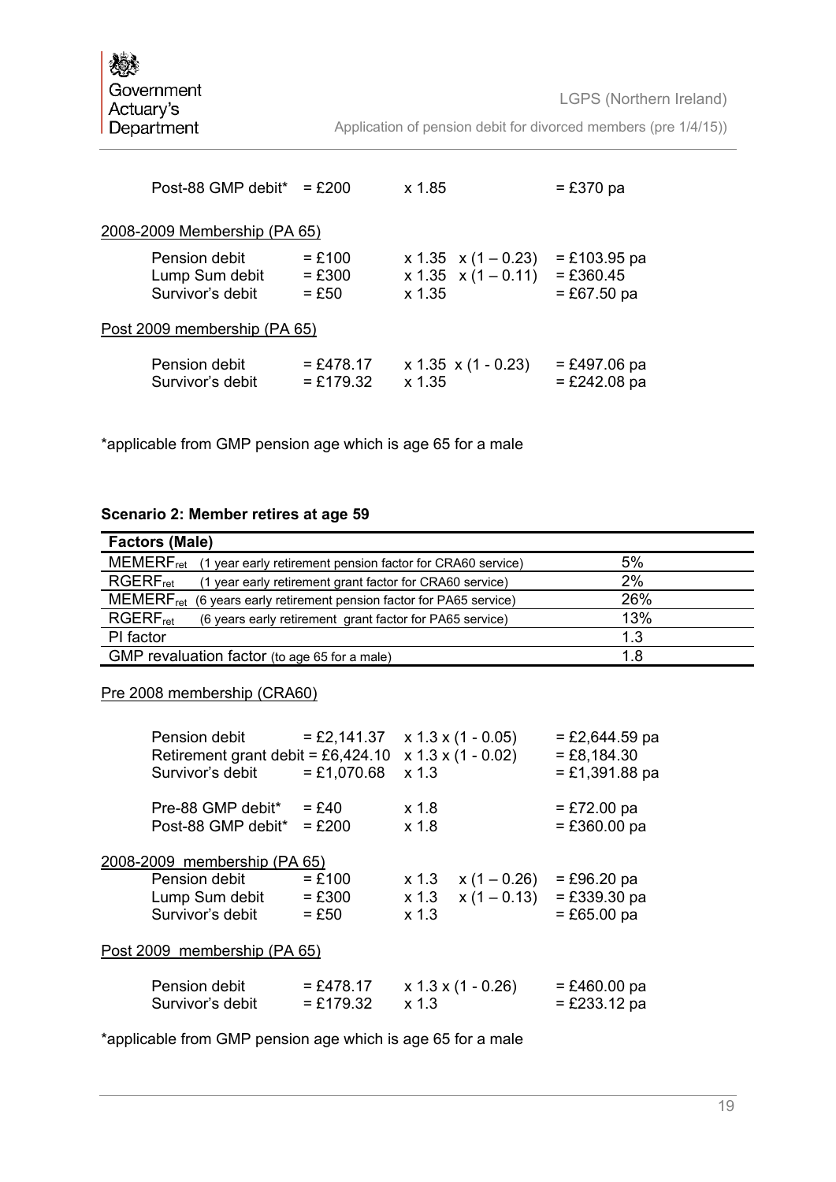Post-88 GMP debit* = £200 x 1.85 = £370 pa

2008-2009 Membership (PA 65)

| | | | |
|---|---|---|---|
| Pension debit | = £100 | x 1.35 x (1 – 0.23) | = £103.95 pa |
| Lump Sum debit | = £300 | x 1.35 x (1 – 0.11) | = £360.45 |
| Survivor's debit | = £50 | x 1.35 | = £67.50 pa |

Post 2009 membership (PA 65)

| | | | |
|---|---|---|---|
| Pension debit | = £478.17 | x 1.35 x (1 - 0.23) | = £497.06 pa |
| Survivor's debit | = £179.32 | x 1.35 | = £242.08 pa |

*applicable from GMP pension age which is age 65 for a male

**Scenario 2: Member retires at age 59**

| Factors (Male) | |
|---|---|
| $MEMERF_{ret}$ (1 year early retirement pension factor for CRA60 service) | 5% |
| $RGERF_{ret}$ (1 year early retirement grant factor for CRA60 service) | 2% |
| $MEMERF_{ret}$ (6 years early retirement pension factor for PA65 service) | 26% |
| $RGERF_{ret}$ (6 years early retirement grant factor for PA65 service) | 13% |
| PI factor | 1.3 |
| GMP revaluation factor (to age 65 for a male) | 1.8 |

Pre 2008 membership (CRA60)

| | | | |
|---|---|---|---|
| Pension debit | = £2,141.37 | x 1.3 x (1 - 0.05) | = £2,644.59 pa |
| Retirement grant debit | = £6,424.10 | x 1.3 x (1 - 0.02) | = £8,184.30 |
| Survivor's debit | = £1,070.68 | x 1.3 | = £1,391.88 pa |
| Pre-88 GMP debit* | = £40 | x 1.8 | = £72.00 pa |
| Post-88 GMP debit* | = £200 | x 1.8 | = £360.00 pa |

2008-2009 membership (PA 65)

| | | | |
|---|---|---|---|
| Pension debit | = £100 | x 1.3 x (1 – 0.26) | = £96.20 pa |
| Lump Sum debit | = £300 | x 1.3 x (1 – 0.13) | = £339.30 pa |
| Survivor's debit | = £50 | x 1.3 | = £65.00 pa |

Post 2009 membership (PA 65)

| | | | |
|---|---|---|---|
| Pension debit | = £478.17 | x 1.3 x (1 - 0.26) | = £460.00 pa |
| Survivor's debit | = £179.32 | x 1.3 | = £233.12 pa |

*applicable from GMP pension age which is age 65 for a male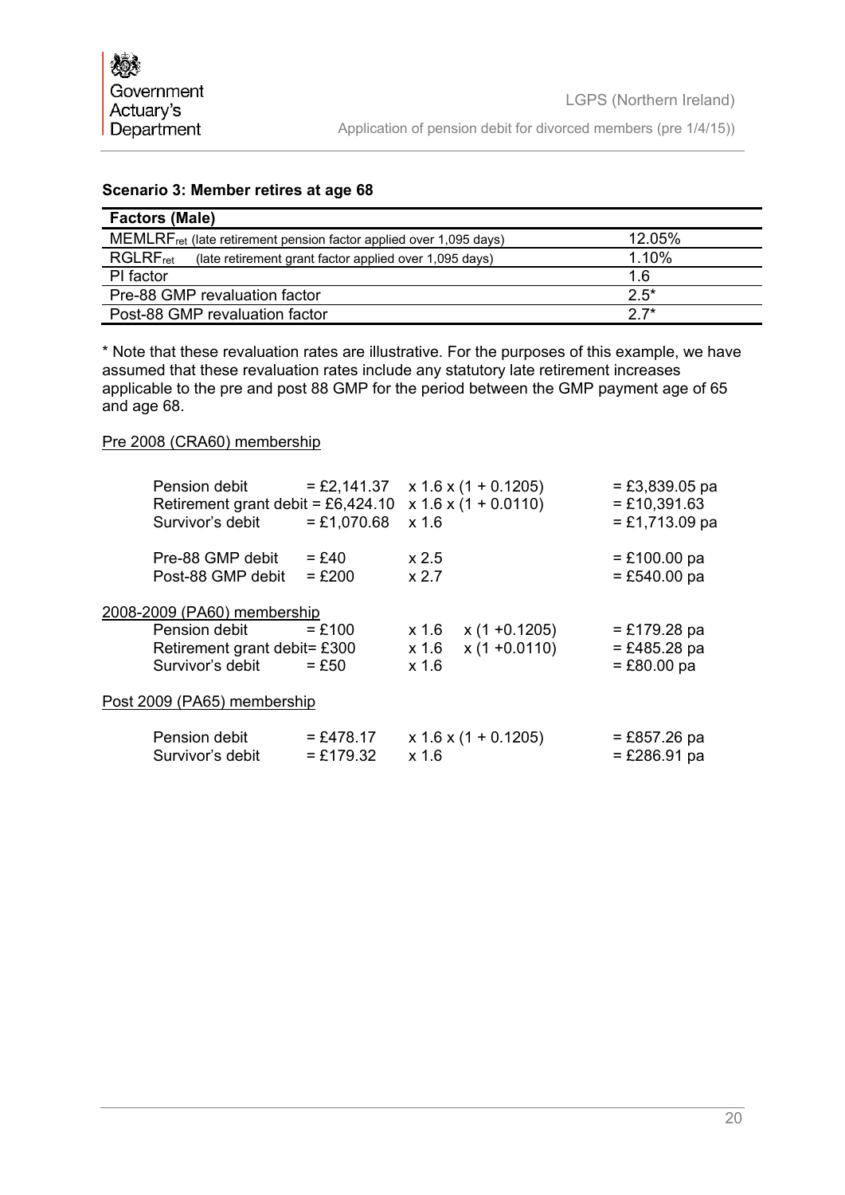### Scenario 3: Member retires at age 68

| Factors (Male) | |
|---|---|
| $MEMLRF_{ret}$ (late retirement pension factor applied over 1,095 days) | 12.05% |
| $RGLRF_{ret}$ (late retirement grant factor applied over 1,095 days) | 1.10% |
| PI factor | 1.6 |
| Pre-88 GMP revaluation factor | 2.5* |
| Post-88 GMP revaluation factor | 2.7* |

* Note that these revaluation rates are illustrative. For the purposes of this example, we have assumed that these revaluation rates include any statutory late retirement increases applicable to the pre and post 88 GMP for the period between the GMP payment age of 65 and age 68.

Pre 2008 (CRA60) membership

| | | | |
|---|---|---|---|
| Pension debit | = £2,141.37 | x 1.6 x (1 + 0.1205) | = £3,839.05 pa |
| Retirement grant debit | = £6,424.10 | x 1.6 x (1 + 0.0110) | = £10,391.63 |
| Survivor's debit | = £1,070.68 | x 1.6 | = £1,713.09 pa |
| Pre-88 GMP debit | = £40 | x 2.5 | = £100.00 pa |
| Post-88 GMP debit | = £200 | x 2.7 | = £540.00 pa |

2008-2009 (PA60) membership

| | | | |
|---|---|---|---|
| Pension debit | = £100 | x 1.6 x (1 +0.1205) | = £179.28 pa |
| Retirement grant debit | = £300 | x 1.6 x (1 +0.0110) | = £485.28 pa |
| Survivor's debit | = £50 | x 1.6 | = £80.00 pa |

Post 2009 (PA65) membership

| | | | |
|---|---|---|---|
| Pension debit | = £478.17 | x 1.6 x (1 + 0.1205) | = £857.26 pa |
| Survivor's debit | = £179.32 | x 1.6 | = £286.91 pa |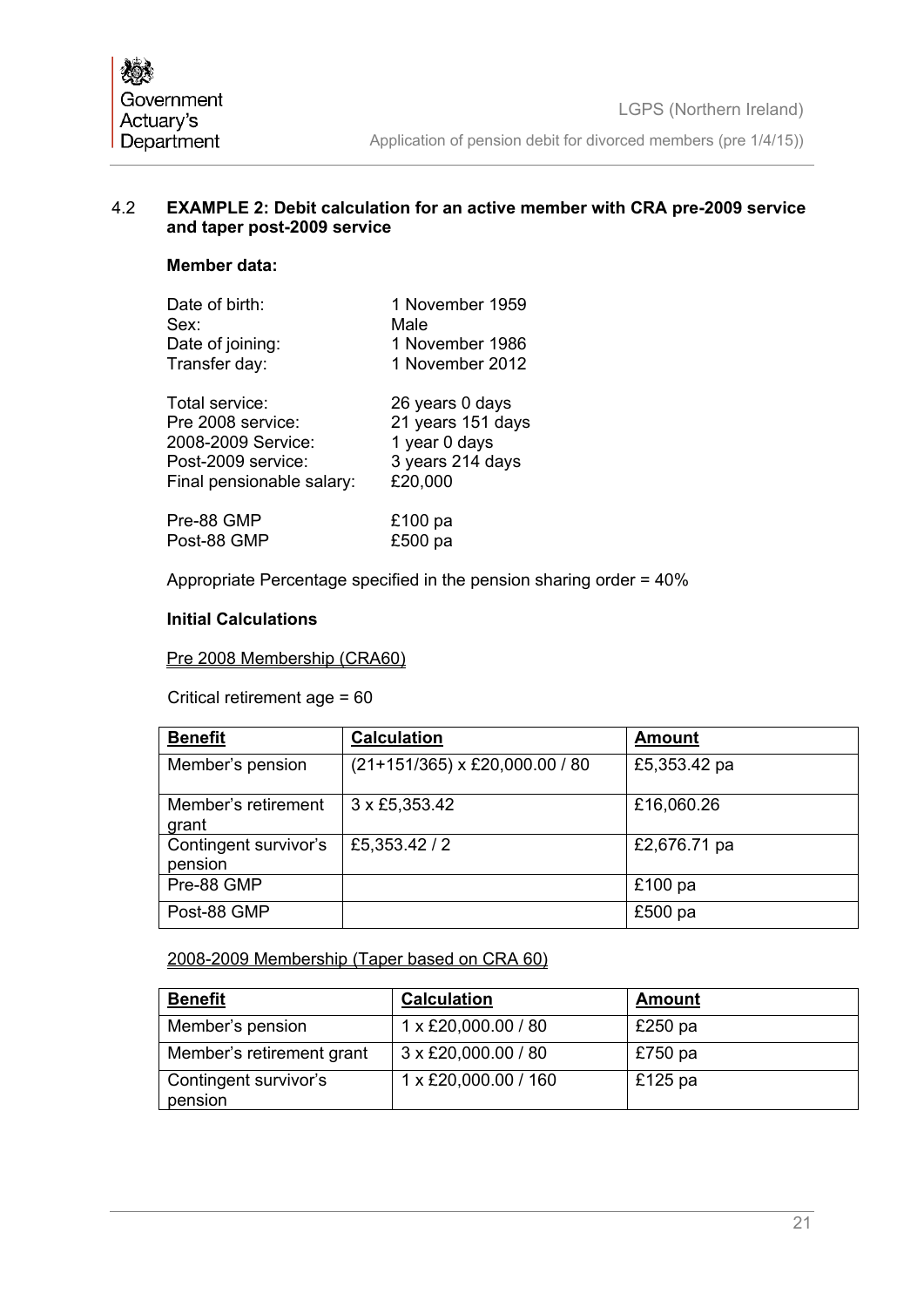### 4.2 EXAMPLE 2: Debit calculation for an active member with CRA pre-2009 service and taper post-2009 service

**Member data:**

| | |
|---|---|
| Date of birth: | 1 November 1959 |
| Sex: | Male |
| Date of joining: | 1 November 1986 |
| Transfer day: | 1 November 2012 |
| Total service: | 26 years 0 days |
| Pre 2008 service: | 21 years 151 days |
| 2008-2009 Service: | 1 year 0 days |
| Post-2009 service: | 3 years 214 days |
| Final pensionable salary: | £20,000 |
| Pre-88 GMP | £100 pa |
| Post-88 GMP | £500 pa |

Appropriate Percentage specified in the pension sharing order = 40%

**Initial Calculations**

Pre 2008 Membership (CRA60)

Critical retirement age = 60

| Benefit | Calculation | Amount |
|---|---|---|
| Member's pension | (21+151/365) x £20,000.00 / 80 | £5,353.42 pa |
| Member's retirement grant | 3 x £5,353.42 | £16,060.26 |
| Contingent survivor's pension | £5,353.42 / 2 | £2,676.71 pa |
| Pre-88 GMP | | £100 pa |
| Post-88 GMP | | £500 pa |

2008-2009 Membership (Taper based on CRA 60)

| Benefit | Calculation | Amount |
|---|---|---|
| Member's pension | 1 x £20,000.00 / 80 | £250 pa |
| Member's retirement grant | 3 x £20,000.00 / 80 | £750 pa |
| Contingent survivor's pension | 1 x £20,000.00 / 160 | £125 pa |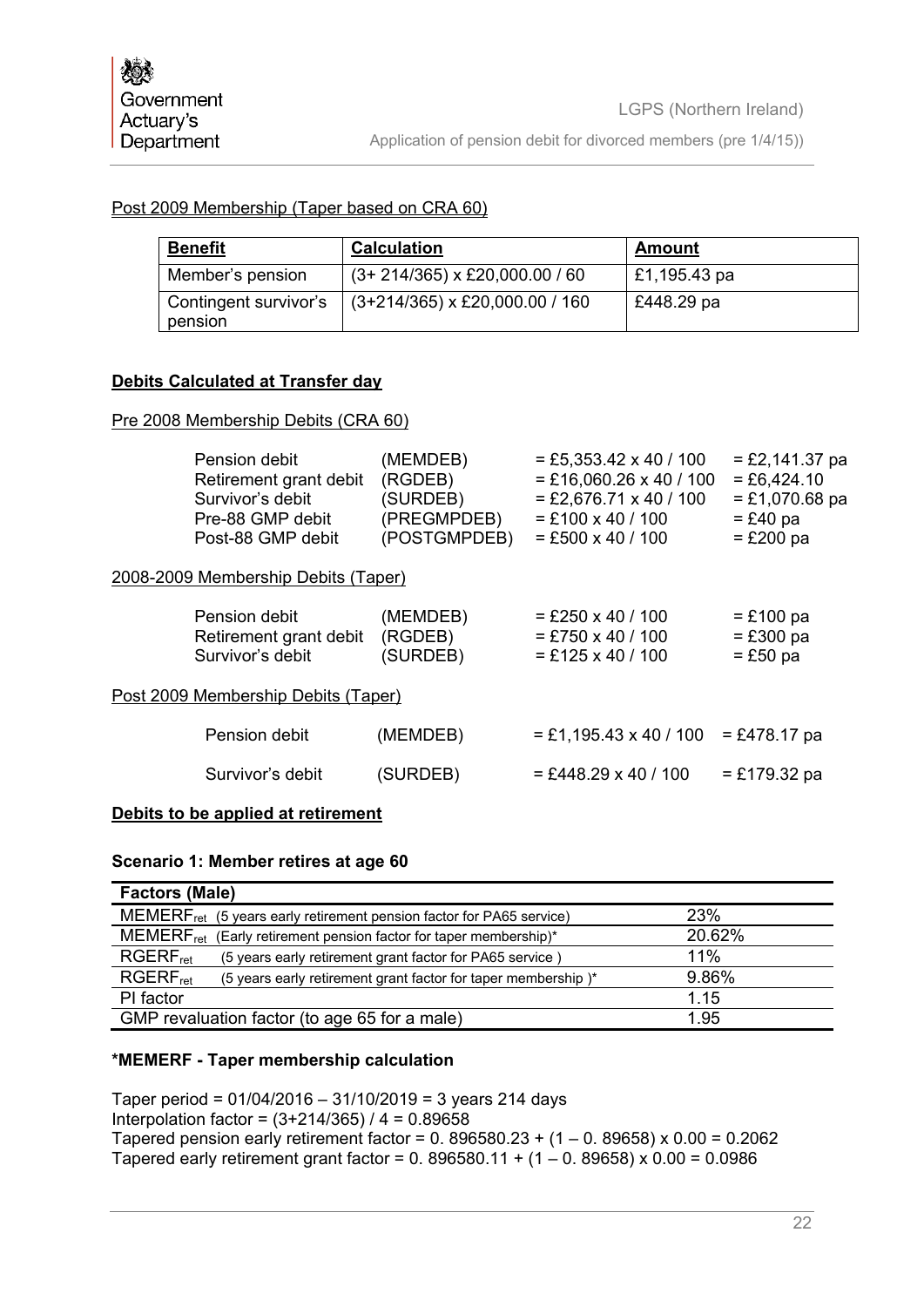Post 2009 Membership (Taper based on CRA 60)

| **Benefit** | **Calculation** | **Amount** |
|---|---|---|
| Member's pension | (3+ 214/365) x £20,000.00 / 60 | £1,195.43 pa |
| Contingent survivor's pension | (3+214/365) x £20,000.00 / 160 | £448.29 pa |

**Debits Calculated at Transfer day**

Pre 2008 Membership Debits (CRA 60)

| | | | |
|---|---|---|---|
| Pension debit | (MEMDEB) | = £5,353.42 x 40 / 100 | = £2,141.37 pa |
| Retirement grant debit | (RGDEB) | = £16,060.26 x 40 / 100 | = £6,424.10 |
| Survivor's debit | (SURDEB) | = £2,676.71 x 40 / 100 | = £1,070.68 pa |
| Pre-88 GMP debit | (PREGMPDEB) | = £100 x 40 / 100 | = £40 pa |
| Post-88 GMP debit | (POSTGMPDEB) | = £500 x 40 / 100 | = £200 pa |

2008-2009 Membership Debits (Taper)

| | | | |
|---|---|---|---|
| Pension debit | (MEMDEB) | = £250 x 40 / 100 | = £100 pa |
| Retirement grant debit | (RGDEB) | = £750 x 40 / 100 | = £300 pa |
| Survivor's debit | (SURDEB) | = £125 x 40 / 100 | = £50 pa |

Post 2009 Membership Debits (Taper)

| | | | |
|---|---|---|---|
| Pension debit | (MEMDEB) | = £1,195.43 x 40 / 100 | = £478.17 pa |
| Survivor's debit | (SURDEB) | = £448.29 x 40 / 100 | = £179.32 pa |

**Debits to be applied at retirement**

**Scenario 1: Member retires at age 60**

| **Factors (Male)** | |
|---|---|
| $MEMERF_{ret}$ (5 years early retirement pension factor for PA65 service) | 23% |
| $MEMERF_{ret}$ (Early retirement pension factor for taper membership)* | 20.62% |
| $RGERF_{ret}$ (5 years early retirement grant factor for PA65 service ) | 11% |
| $RGERF_{ret}$ (5 years early retirement grant factor for taper membership )* | 9.86% |
| PI factor | 1.15 |
| GMP revaluation factor (to age 65 for a male) | 1.95 |

**\*MEMERF - Taper membership calculation**

Taper period = 01/04/2016 – 31/10/2019 = 3 years 214 days
Interpolation factor = (3+214/365) / 4 = 0.89658
Tapered pension early retirement factor = 0. 896580.23 + (1 – 0. 89658) x 0.00 = 0.2062
Tapered early retirement grant factor = 0. 896580.11 + (1 – 0. 89658) x 0.00 = 0.0986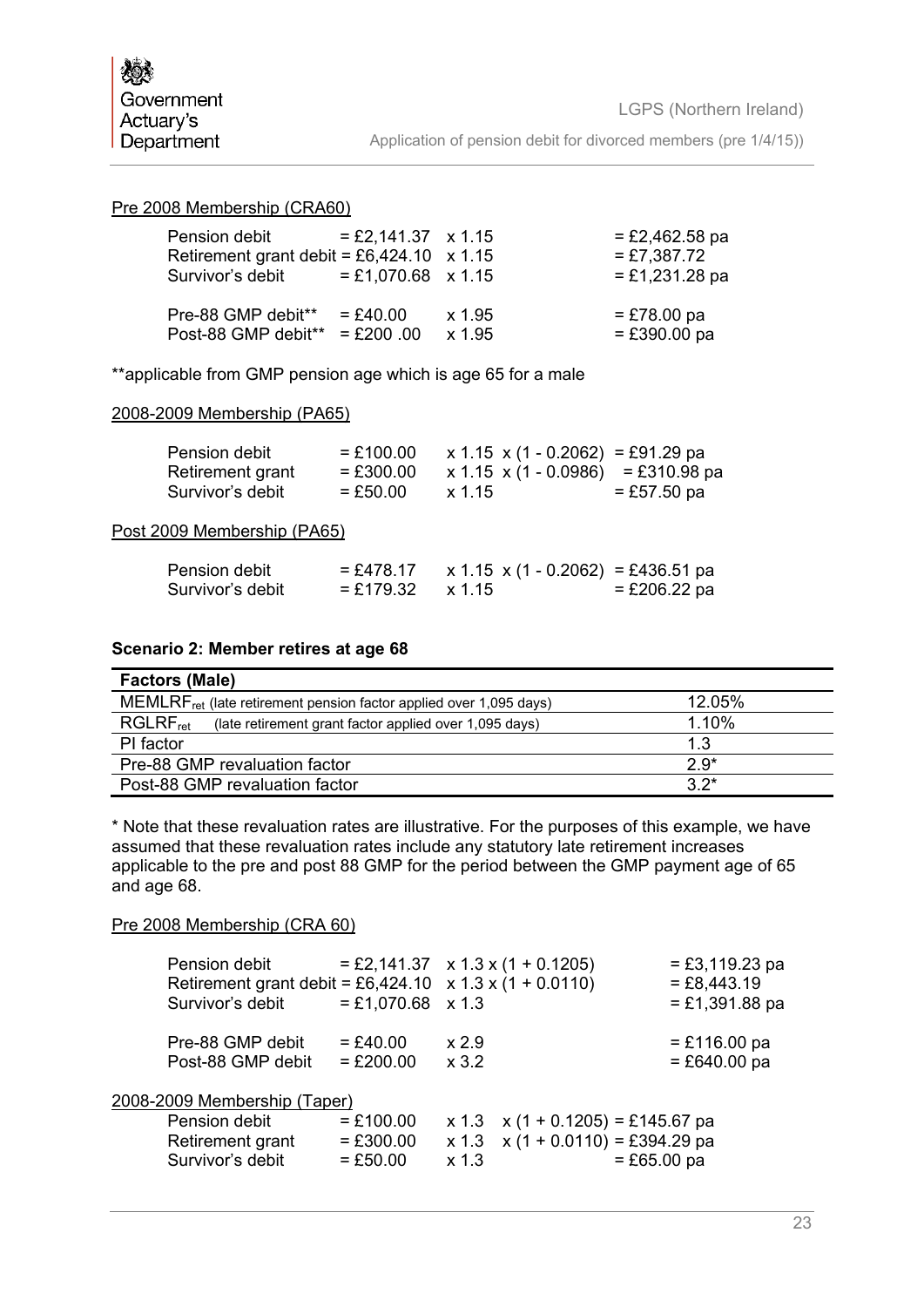Pre 2008 Membership (CRA60)

| | | | |
|---|---|---|---|
| Pension debit | = £2,141.37 | x 1.15 | = £2,462.58 pa |
| Retirement grant debit | = £6,424.10 | x 1.15 | = £7,387.72 |
| Survivor's debit | = £1,070.68 | x 1.15 | = £1,231.28 pa |
| Pre-88 GMP debit** | = £40.00 | x 1.95 | = £78.00 pa |
| Post-88 GMP debit** | = £200 .00 | x 1.95 | = £390.00 pa |

**applicable from GMP pension age which is age 65 for a male

2008-2009 Membership (PA65)

| | | | |
|---|---|---|---|
| Pension debit | = £100.00 | x 1.15 x (1 - 0.2062) | = £91.29 pa |
| Retirement grant | = £300.00 | x 1.15 x (1 - 0.0986) | = £310.98 pa |
| Survivor's debit | = £50.00 | x 1.15 | = £57.50 pa |

Post 2009 Membership (PA65)

| | | | |
|---|---|---|---|
| Pension debit | = £478.17 | x 1.15 x (1 - 0.2062) | = £436.51 pa |
| Survivor's debit | = £179.32 | x 1.15 | = £206.22 pa |

**Scenario 2: Member retires at age 68**

| Factors (Male) | |
|---|---|
| $MEMLRF_{ret}$ (late retirement pension factor applied over 1,095 days) | 12.05% |
| $RGLRF_{ret}$ (late retirement grant factor applied over 1,095 days) | 1.10% |
| PI factor | 1.3 |
| Pre-88 GMP revaluation factor | 2.9* |
| Post-88 GMP revaluation factor | 3.2* |

* Note that these revaluation rates are illustrative. For the purposes of this example, we have assumed that these revaluation rates include any statutory late retirement increases applicable to the pre and post 88 GMP for the period between the GMP payment age of 65 and age 68.

Pre 2008 Membership (CRA 60)

| | | | |
|---|---|---|---|
| Pension debit | = £2,141.37 | x 1.3 x (1 + 0.1205) | = £3,119.23 pa |
| Retirement grant debit | = £6,424.10 | x 1.3 x (1 + 0.0110) | = £8,443.19 |
| Survivor's debit | = £1,070.68 | x 1.3 | = £1,391.88 pa |
| Pre-88 GMP debit | = £40.00 | x 2.9 | = £116.00 pa |
| Post-88 GMP debit | = £200.00 | x 3.2 | = £640.00 pa |

2008-2009 Membership (Taper)

| | | | |
|---|---|---|---|
| Pension debit | = £100.00 | x 1.3 x (1 + 0.1205) | = £145.67 pa |
| Retirement grant | = £300.00 | x 1.3 x (1 + 0.0110) | = £394.29 pa |
| Survivor's debit | = £50.00 | x 1.3 | = £65.00 pa |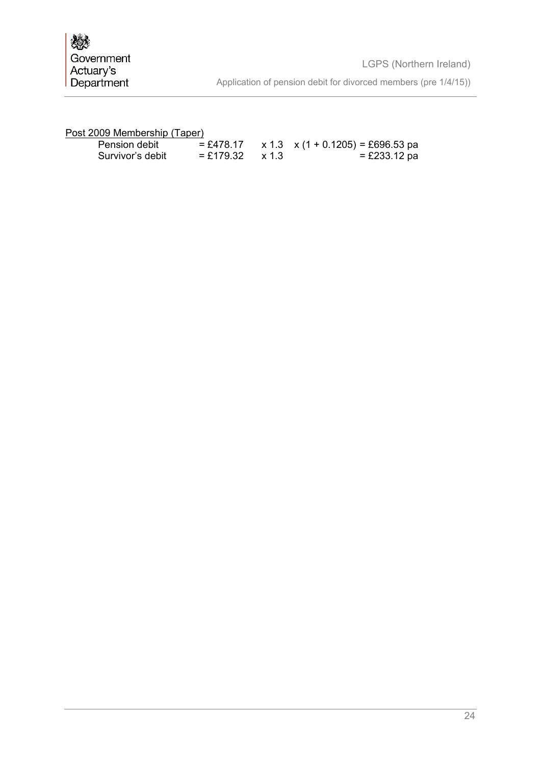<u>Post 2009 Membership (Taper)</u>

| | | | | |
|---|---|---|---|---|
| Pension debit | = £478.17 | x 1.3 | x (1 + 0.1205) | = £696.53 pa |
| Survivor's debit | = £179.32 | x 1.3 | | = £233.12 pa |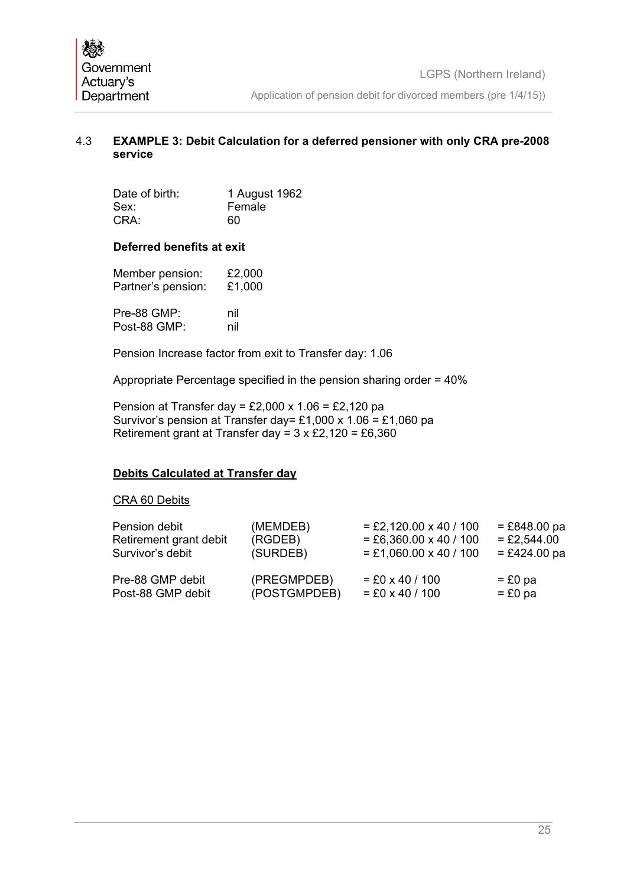### 4.3 EXAMPLE 3: Debit Calculation for a deferred pensioner with only CRA pre-2008 service

| | |
|---|---|
| Date of birth: | 1 August 1962 |
| Sex: | Female |
| CRA: | 60 |

**Deferred benefits at exit**

| | |
|---|---|
| Member pension: | £2,000 |
| Partner's pension: | £1,000 |
| Pre-88 GMP: | nil |
| Post-88 GMP: | nil |

Pension Increase factor from exit to Transfer day: 1.06

Appropriate Percentage specified in the pension sharing order = 40%

Pension at Transfer day = £2,000 x 1.06 = £2,120 pa
Survivor's pension at Transfer day= £1,000 x 1.06 = £1,060 pa
Retirement grant at Transfer day = 3 x £2,120 = £6,360

**Debits Calculated at Transfer day**

CRA 60 Debits

| | | | |
|---|---|---|---|
| Pension debit | (MEMDEB) | = £2,120.00 x 40 / 100 | = £848.00 pa |
| Retirement grant debit | (RGDEB) | = £6,360.00 x 40 / 100 | = £2,544.00 |
| Survivor's debit | (SURDEB) | = £1,060.00 x 40 / 100 | = £424.00 pa |
| Pre-88 GMP debit | (PREGMPDEB) | = £0 x 40 / 100 | = £0 pa |
| Post-88 GMP debit | (POSTGMPDEB) | = £0 x 40 / 100 | = £0 pa |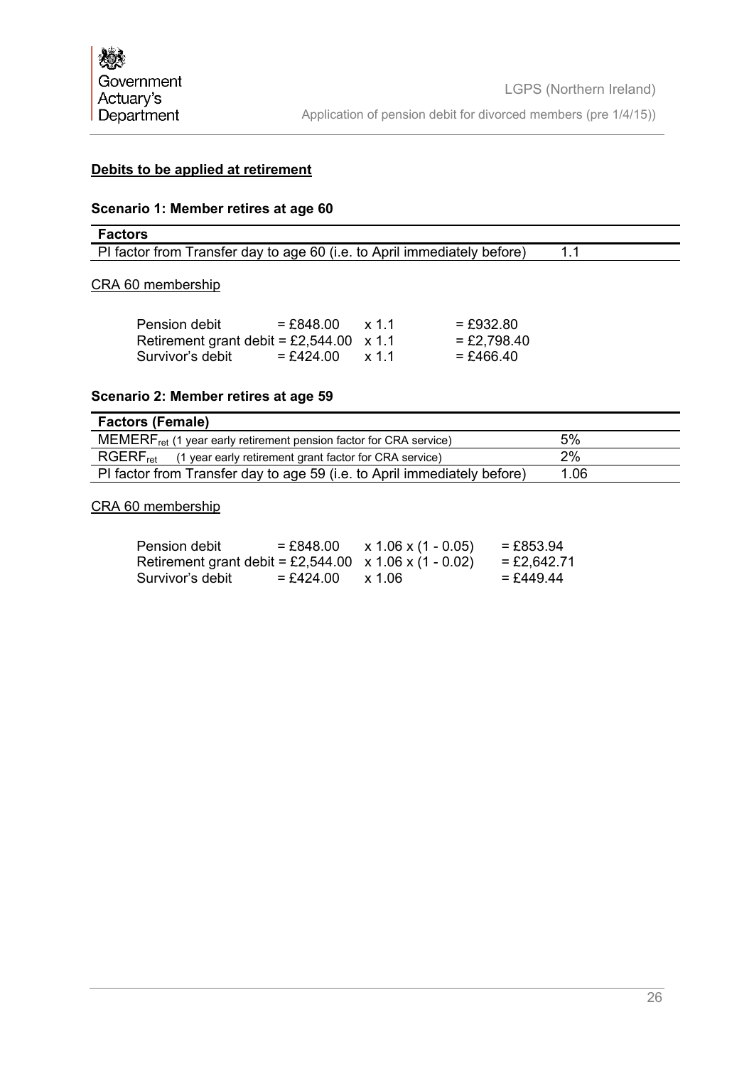**Debits to be applied at retirement**

### Scenario 1: Member retires at age 60

| Factors | |
|---|---|
| PI factor from Transfer day to age 60 (i.e. to April immediately before) | 1.1 |

CRA 60 membership

| | | | |
|---|---|---|---|
| Pension debit | = £848.00 | x 1.1 | = £932.80 |
| Retirement grant debit | = £2,544.00 | x 1.1 | = £2,798.40 |
| Survivor's debit | = £424.00 | x 1.1 | = £466.40 |

### Scenario 2: Member retires at age 59

| Factors (Female) | |
|---|---|
| $MEMERF_{ret}$ (1 year early retirement pension factor for CRA service) | 5% |
| $RGERF_{ret}$ (1 year early retirement grant factor for CRA service) | 2% |
| PI factor from Transfer day to age 59 (i.e. to April immediately before) | 1.06 |

CRA 60 membership

| | | | |
|---|---|---|---|
| Pension debit | = £848.00 | x 1.06 x (1 - 0.05) | = £853.94 |
| Retirement grant debit | = £2,544.00 | x 1.06 x (1 - 0.02) | = £2,642.71 |
| Survivor's debit | = £424.00 | x 1.06 | = £449.44 |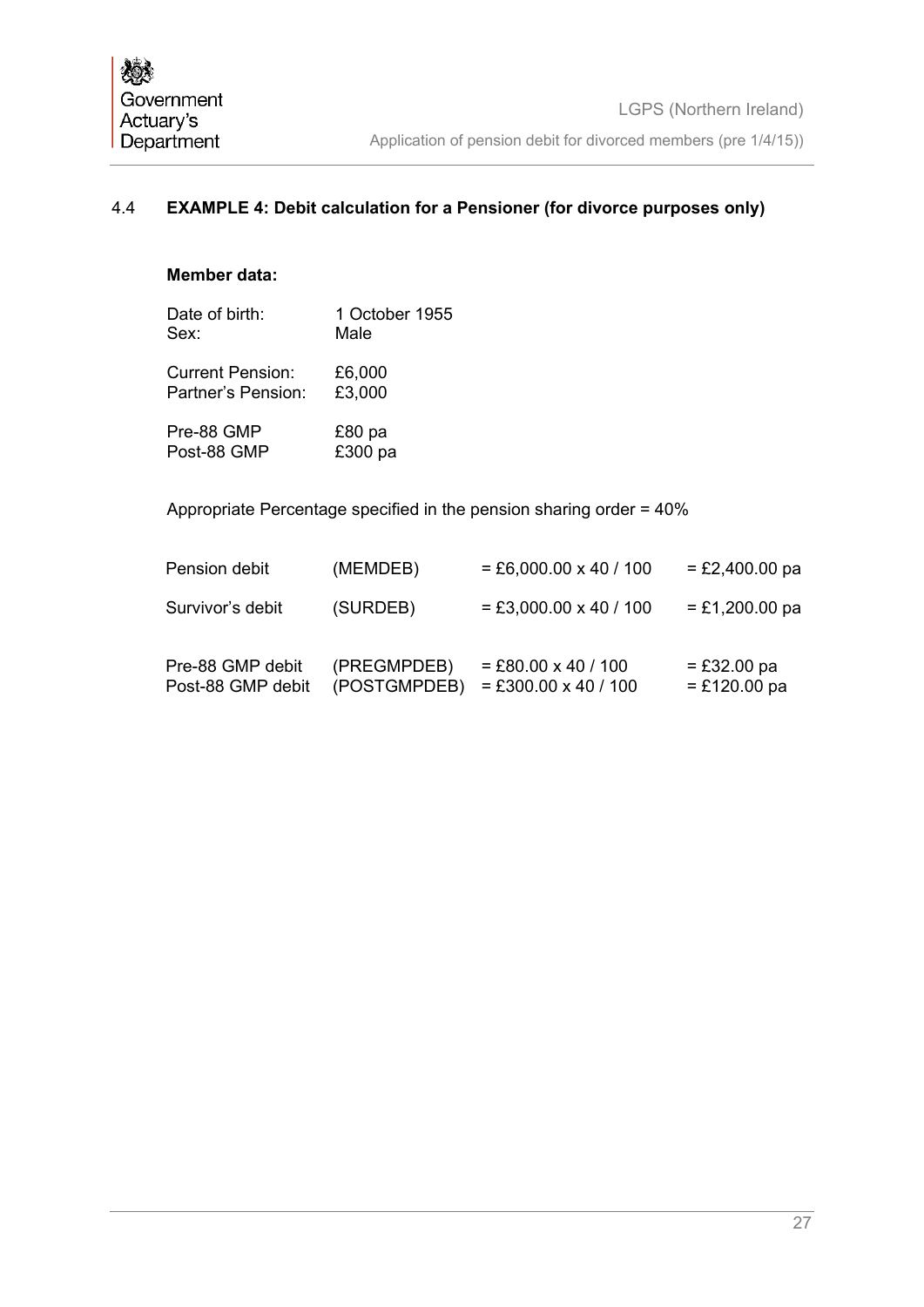## 4.4 EXAMPLE 4: Debit calculation for a Pensioner (for divorce purposes only)

**Member data:**

| | |
|---|---|
| Date of birth: | 1 October 1955 |
| Sex: | Male |
| Current Pension: | £6,000 |
| Partner's Pension: | £3,000 |
| Pre-88 GMP | £80 pa |
| Post-88 GMP | £300 pa |

Appropriate Percentage specified in the pension sharing order = 40%

| | | | |
|---|---|---|---|
| Pension debit | (MEMDEB) | = £6,000.00 x 40 / 100 | = £2,400.00 pa |
| Survivor's debit | (SURDEB) | = £3,000.00 x 40 / 100 | = £1,200.00 pa |
| Pre-88 GMP debit | (PREGMPDEB) | = £80.00 x 40 / 100 | = £32.00 pa |
| Post-88 GMP debit | (POSTGMPDEB) | = £300.00 x 40 / 100 | = £120.00 pa |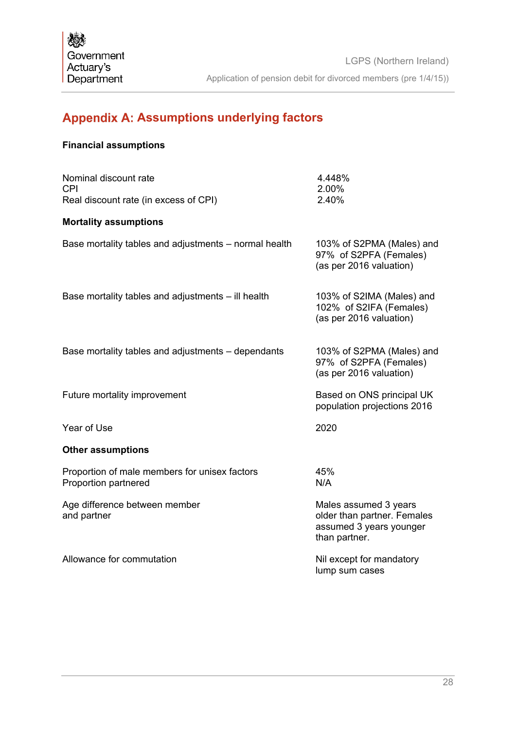## Appendix A: Assumptions underlying factors

**Financial assumptions**

| | |
|---|---|
| Nominal discount rate | 4.448% |
| CPI | 2.00% |
| Real discount rate (in excess of CPI) | 2.40% |

**Mortality assumptions**

| | |
|---|---|
| Base mortality tables and adjustments – normal health | 103% of S2PMA (Males) and 97% of S2PFA (Females) (as per 2016 valuation) |
| Base mortality tables and adjustments – ill health | 103% of S2IMA (Males) and 102% of S2IFA (Females) (as per 2016 valuation) |
| Base mortality tables and adjustments – dependants | 103% of S2PMA (Males) and 97% of S2PFA (Females) (as per 2016 valuation) |
| Future mortality improvement | Based on ONS principal UK population projections 2016 |
| Year of Use | 2020 |

**Other assumptions**

| | |
|---|---|
| Proportion of male members for unisex factors | 45% |
| Proportion partnered | N/A |
| Age difference between member and partner | Males assumed 3 years older than partner. Females assumed 3 years younger than partner. |
| Allowance for commutation | Nil except for mandatory lump sum cases |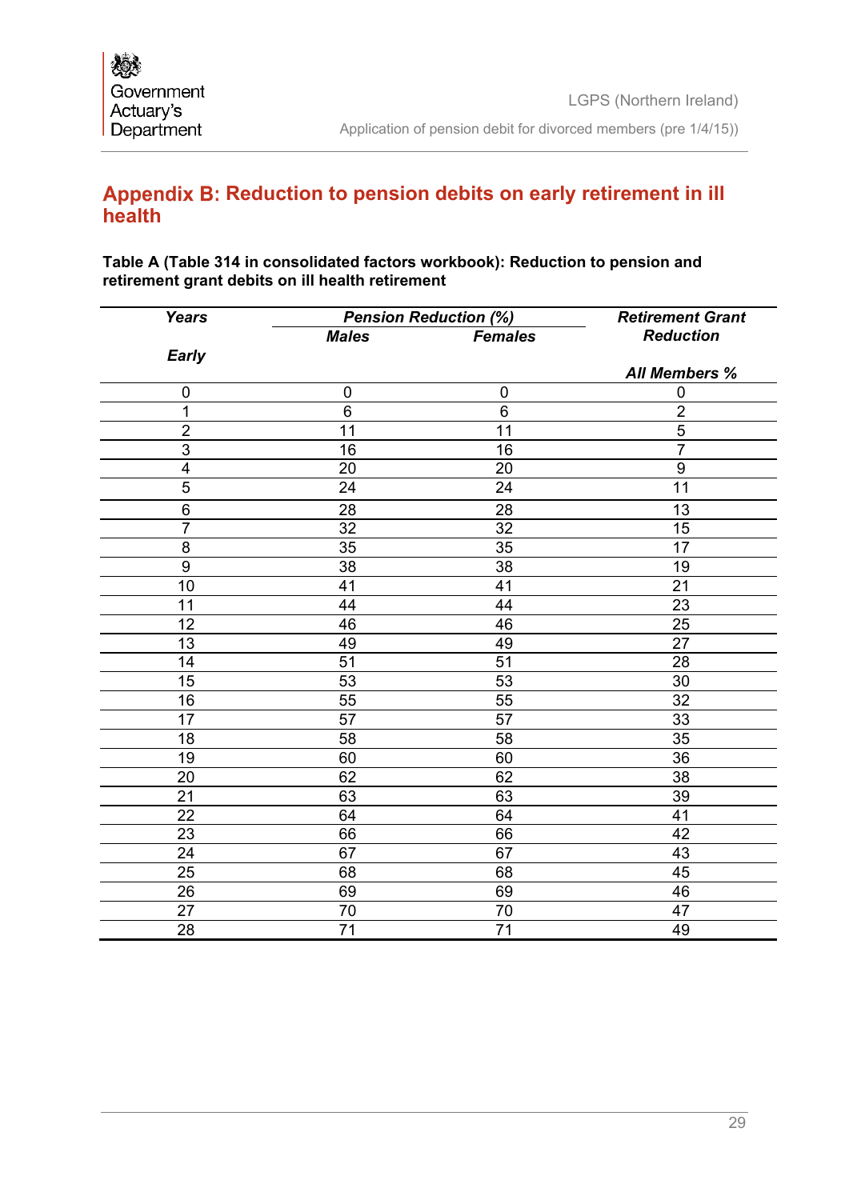## Appendix B: Reduction to pension debits on early retirement in ill health

**Table A (Table 314 in consolidated factors workbook): Reduction to pension and retirement grant debits on ill health retirement**

| *Years Early* | *Pension Reduction (%)* | | *Retirement Grant Reduction* |
|---|---|---|---|
| | ***Males*** | ***Females*** | ***All Members %*** |
| 0 | 0 | 0 | 0 |
| 1 | 6 | 6 | 2 |
| 2 | 11 | 11 | 5 |
| 3 | 16 | 16 | 7 |
| 4 | 20 | 20 | 9 |
| 5 | 24 | 24 | 11 |
| 6 | 28 | 28 | 13 |
| 7 | 32 | 32 | 15 |
| 8 | 35 | 35 | 17 |
| 9 | 38 | 38 | 19 |
| 10 | 41 | 41 | 21 |
| 11 | 44 | 44 | 23 |
| 12 | 46 | 46 | 25 |
| 13 | 49 | 49 | 27 |
| 14 | 51 | 51 | 28 |
| 15 | 53 | 53 | 30 |
| 16 | 55 | 55 | 32 |
| 17 | 57 | 57 | 33 |
| 18 | 58 | 58 | 35 |
| 19 | 60 | 60 | 36 |
| 20 | 62 | 62 | 38 |
| 21 | 63 | 63 | 39 |
| 22 | 64 | 64 | 41 |
| 23 | 66 | 66 | 42 |
| 24 | 67 | 67 | 43 |
| 25 | 68 | 68 | 45 |
| 26 | 69 | 69 | 46 |
| 27 | 70 | 70 | 47 |
| 28 | 71 | 71 | 49 |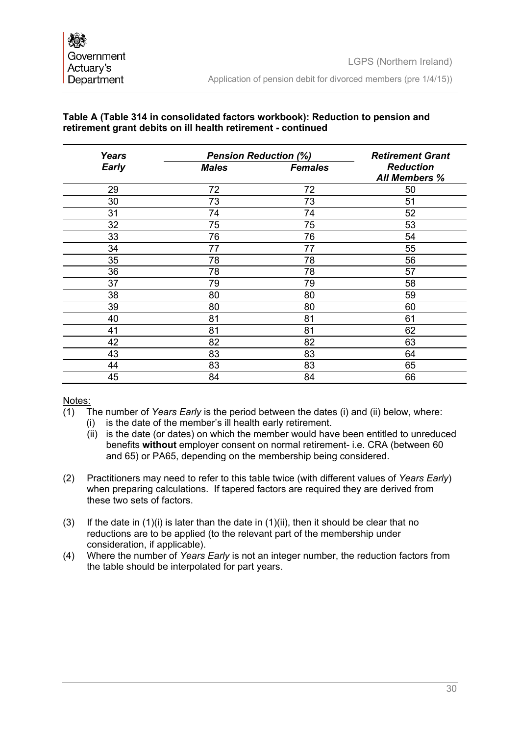**Table A (Table 314 in consolidated factors workbook): Reduction to pension and retirement grant debits on ill health retirement - continued**

| *Years Early* | *Pension Reduction (%)* | | *Retirement Grant Reduction All Members %* |
|---|---|---|---|
| | *Males* | *Females* | |
| 29 | 72 | 72 | 50 |
| 30 | 73 | 73 | 51 |
| 31 | 74 | 74 | 52 |
| 32 | 75 | 75 | 53 |
| 33 | 76 | 76 | 54 |
| 34 | 77 | 77 | 55 |
| 35 | 78 | 78 | 56 |
| 36 | 78 | 78 | 57 |
| 37 | 79 | 79 | 58 |
| 38 | 80 | 80 | 59 |
| 39 | 80 | 80 | 60 |
| 40 | 81 | 81 | 61 |
| 41 | 81 | 81 | 62 |
| 42 | 82 | 82 | 63 |
| 43 | 83 | 83 | 64 |
| 44 | 83 | 83 | 65 |
| 45 | 84 | 84 | 66 |

Notes:

(1) The number of *Years Early* is the period between the dates (i) and (ii) below, where:
   (i) is the date of the member's ill health early retirement.
   (ii) is the date (or dates) on which the member would have been entitled to unreduced benefits **without** employer consent on normal retirement- i.e. CRA (between 60 and 65) or PA65, depending on the membership being considered.

(2) Practitioners may need to refer to this table twice (with different values of *Years Early*) when preparing calculations. If tapered factors are required they are derived from these two sets of factors.

(3) If the date in (1)(i) is later than the date in (1)(ii), then it should be clear that no reductions are to be applied (to the relevant part of the membership under consideration, if applicable).

(4) Where the number of *Years Early* is not an integer number, the reduction factors from the table should be interpolated for part years.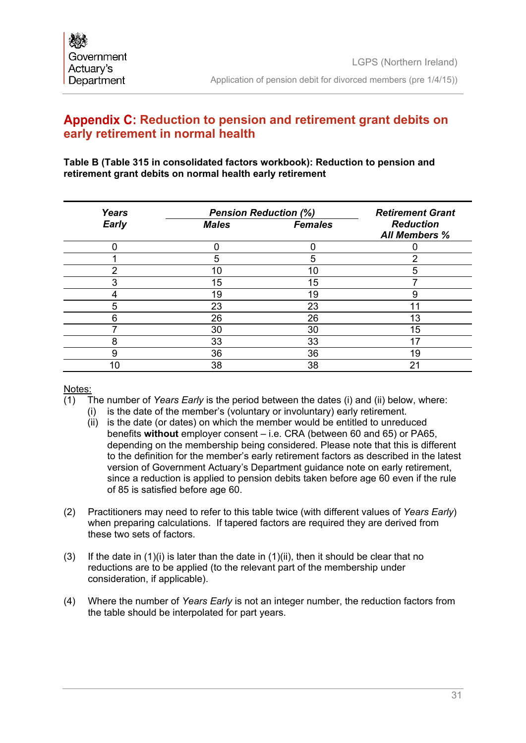## Appendix C: Reduction to pension and retirement grant debits on early retirement in normal health

**Table B (Table 315 in consolidated factors workbook): Reduction to pension and retirement grant debits on normal health early retirement**

| *Years Early* | *Pension Reduction (%)* | | *Retirement Grant Reduction All Members %* |
|---|---|---|---|
| | *Males* | *Females* | |
| 0 | 0 | 0 | 0 |
| 1 | 5 | 5 | 2 |
| 2 | 10 | 10 | 5 |
| 3 | 15 | 15 | 7 |
| 4 | 19 | 19 | 9 |
| 5 | 23 | 23 | 11 |
| 6 | 26 | 26 | 13 |
| 7 | 30 | 30 | 15 |
| 8 | 33 | 33 | 17 |
| 9 | 36 | 36 | 19 |
| 10 | 38 | 38 | 21 |

Notes:

(1) The number of *Years Early* is the period between the dates (i) and (ii) below, where:
   (i) is the date of the member's (voluntary or involuntary) early retirement.
   (ii) is the date (or dates) on which the member would be entitled to unreduced benefits **without** employer consent – i.e. CRA (between 60 and 65) or PA65, depending on the membership being considered. Please note that this is different to the definition for the member's early retirement factors as described in the latest version of Government Actuary's Department guidance note on early retirement, since a reduction is applied to pension debits taken before age 60 even if the rule of 85 is satisfied before age 60.

(2) Practitioners may need to refer to this table twice (with different values of *Years Early*) when preparing calculations. If tapered factors are required they are derived from these two sets of factors.

(3) If the date in (1)(i) is later than the date in (1)(ii), then it should be clear that no reductions are to be applied (to the relevant part of the membership under consideration, if applicable).

(4) Where the number of *Years Early* is not an integer number, the reduction factors from the table should be interpolated for part years.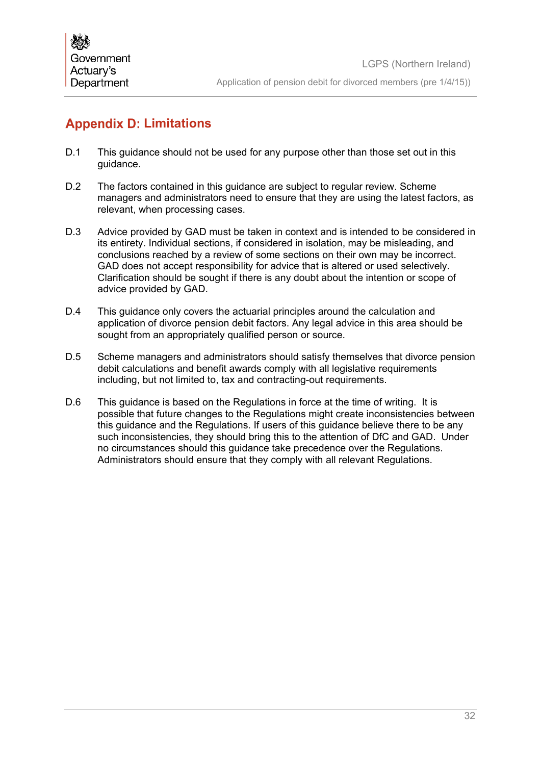## Appendix D: Limitations

D.1 This guidance should not be used for any purpose other than those set out in this guidance.

D.2 The factors contained in this guidance are subject to regular review. Scheme managers and administrators need to ensure that they are using the latest factors, as relevant, when processing cases.

D.3 Advice provided by GAD must be taken in context and is intended to be considered in its entirety. Individual sections, if considered in isolation, may be misleading, and conclusions reached by a review of some sections on their own may be incorrect. GAD does not accept responsibility for advice that is altered or used selectively. Clarification should be sought if there is any doubt about the intention or scope of advice provided by GAD.

D.4 This guidance only covers the actuarial principles around the calculation and application of divorce pension debit factors. Any legal advice in this area should be sought from an appropriately qualified person or source.

D.5 Scheme managers and administrators should satisfy themselves that divorce pension debit calculations and benefit awards comply with all legislative requirements including, but not limited to, tax and contracting-out requirements.

D.6 This guidance is based on the Regulations in force at the time of writing. It is possible that future changes to the Regulations might create inconsistencies between this guidance and the Regulations. If users of this guidance believe there to be any such inconsistencies, they should bring this to the attention of DfC and GAD. Under no circumstances should this guidance take precedence over the Regulations. Administrators should ensure that they comply with all relevant Regulations.